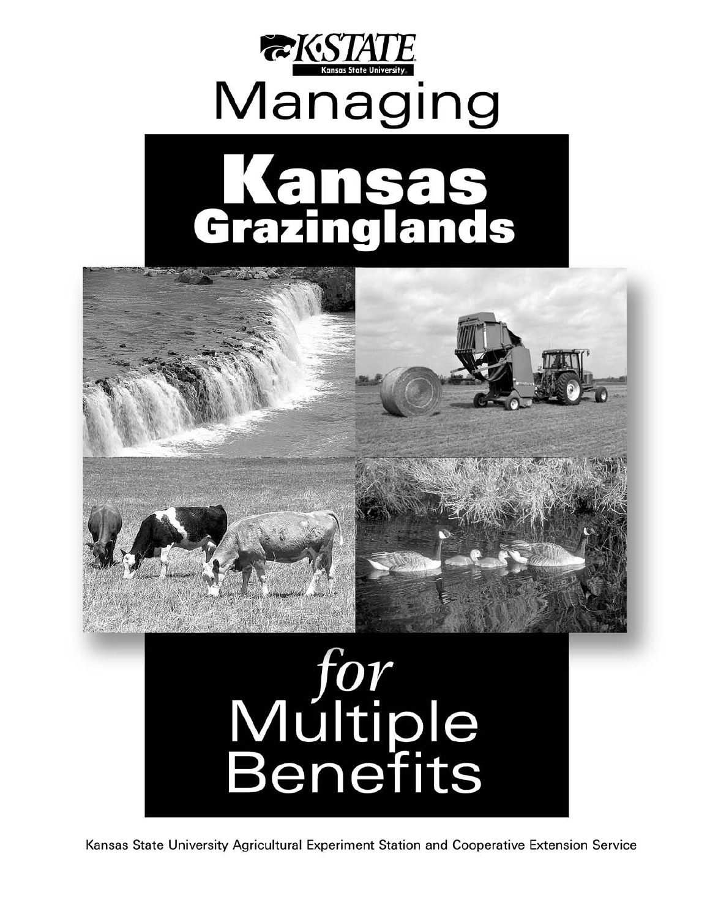K-STATE

Kansas State University

# Managing Kansas Grazinglands for Multiple Benefits

Kansas State University Agricultural Experiment Station and Cooperative Extension Service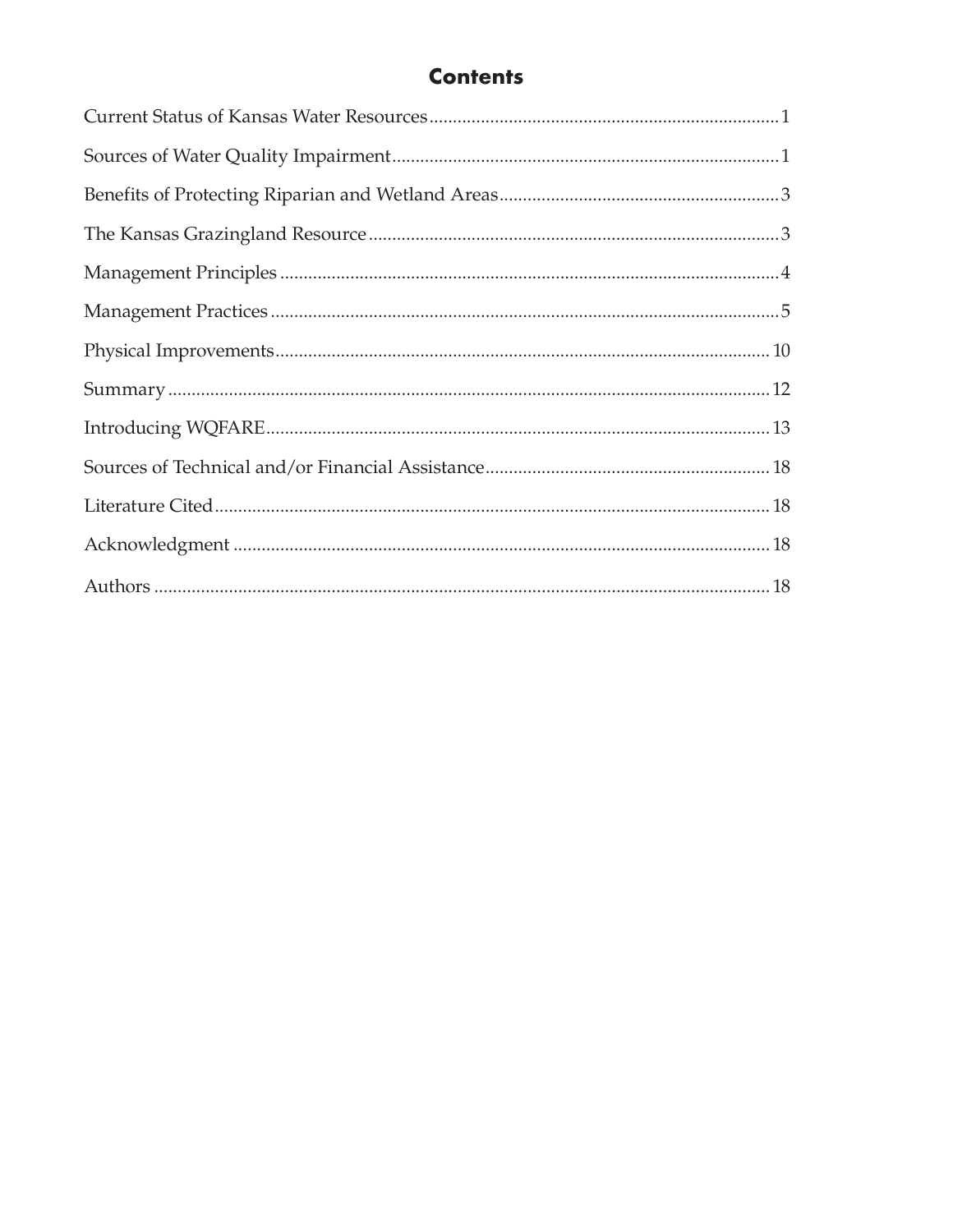# Contents

| | |
|---|---|
| Current Status of Kansas Water Resources | 1 |
| Sources of Water Quality Impairment | 1 |
| Benefits of Protecting Riparian and Wetland Areas | 3 |
| The Kansas Grazingland Resource | 3 |
| Management Principles | 4 |
| Management Practices | 5 |
| Physical Improvements | 10 |
| Summary | 12 |
| Introducing WQFARE | 13 |
| Sources of Technical and/or Financial Assistance | 18 |
| Literature Cited | 18 |
| Acknowledgment | 18 |
| Authors | 18 |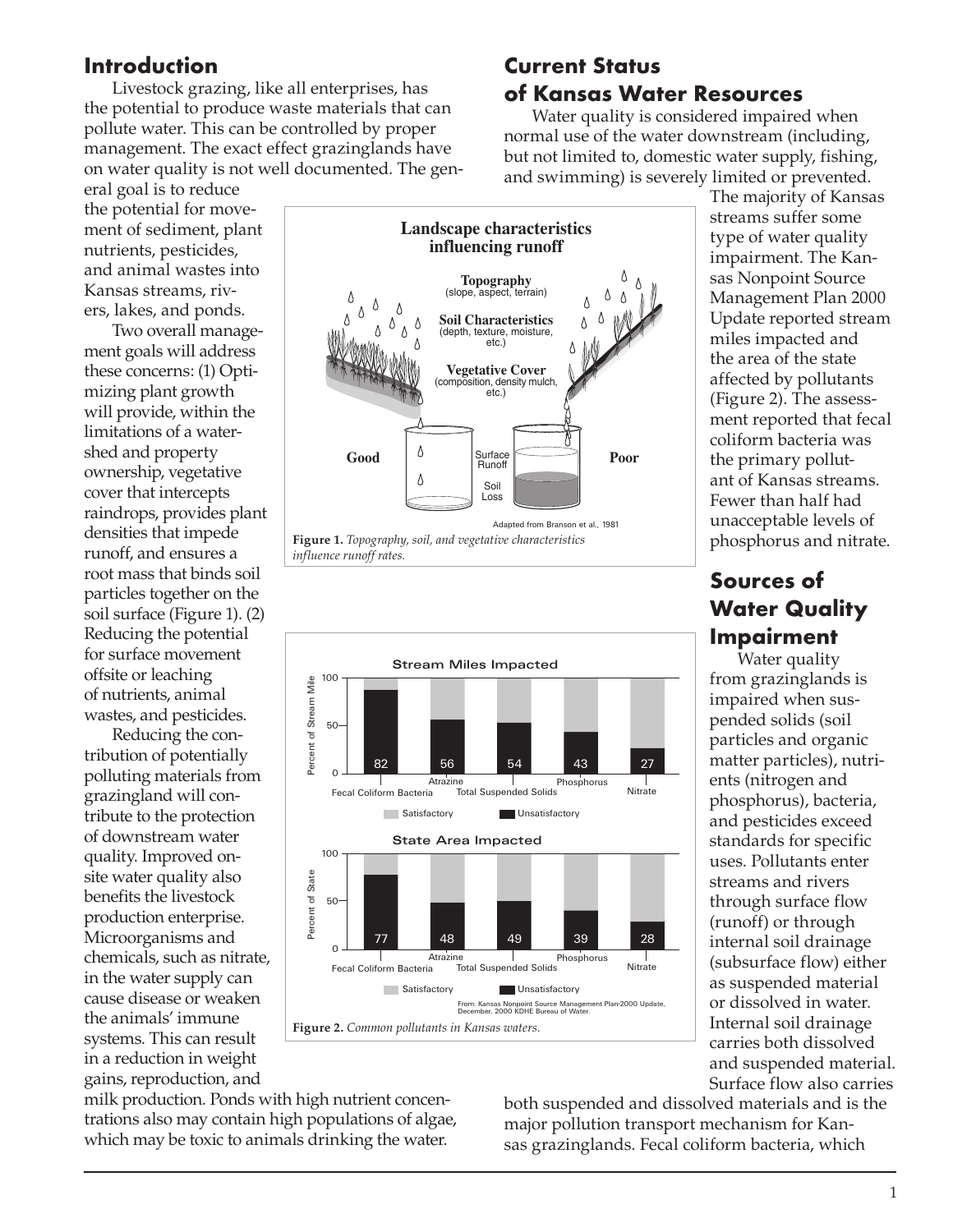## Introduction

Livestock grazing, like all enterprises, has the potential to produce waste materials that can pollute water. This can be controlled by proper management. The exact effect grazinglands have on water quality is not well documented. The general goal is to reduce the potential for movement of sediment, plant nutrients, pesticides, and animal wastes into Kansas streams, rivers, lakes, and ponds.

Two overall management goals will address these concerns: (1) Optimizing plant growth will provide, within the limitations of a watershed and property ownership, vegetative cover that intercepts raindrops, provides plant densities that impede runoff, and ensures a root mass that binds soil particles together on the soil surface (Figure 1). (2) Reducing the potential for surface movement offsite or leaching of nutrients, animal wastes, and pesticides.

Reducing the contribution of potentially polluting materials from grazingland will contribute to the protection of downstream water quality. Improved onsite water quality also benefits the livestock production enterprise. Microorganisms and chemicals, such as nitrate, in the water supply can cause disease or weaken the animals' immune systems. This can result in a reduction in weight gains, reproduction, and milk production. Ponds with high nutrient concentrations also may contain high populations of algae, which may be toxic to animals drinking the water.

**Figure 1.** *Topography, soil, and vegetative characteristics influence runoff rates.*

**Figure 2.** *Common pollutants in Kansas waters.*

## Current Status of Kansas Water Resources

Water quality is considered impaired when normal use of the water downstream (including, but not limited to, domestic water supply, fishing, and swimming) is severely limited or prevented. The majority of Kansas streams suffer some type of water quality impairment. The Kansas Nonpoint Source Management Plan 2000 Update reported stream miles impacted and the area of the state affected by pollutants (Figure 2). The assessment reported that fecal coliform bacteria was the primary pollutant of Kansas streams. Fewer than half had unacceptable levels of phosphorus and nitrate.

## Sources of Water Quality Impairment

Water quality from grazinglands is impaired when suspended solids (soil particles and organic matter particles), nutrients (nitrogen and phosphorus), bacteria, and pesticides exceed standards for specific uses. Pollutants enter streams and rivers through surface flow (runoff) or through internal soil drainage (subsurface flow) either as suspended material or dissolved in water. Internal soil drainage carries both dissolved and suspended material. Surface flow also carries both suspended and dissolved materials and is the major pollution transport mechanism for Kansas grazinglands. Fecal coliform bacteria, which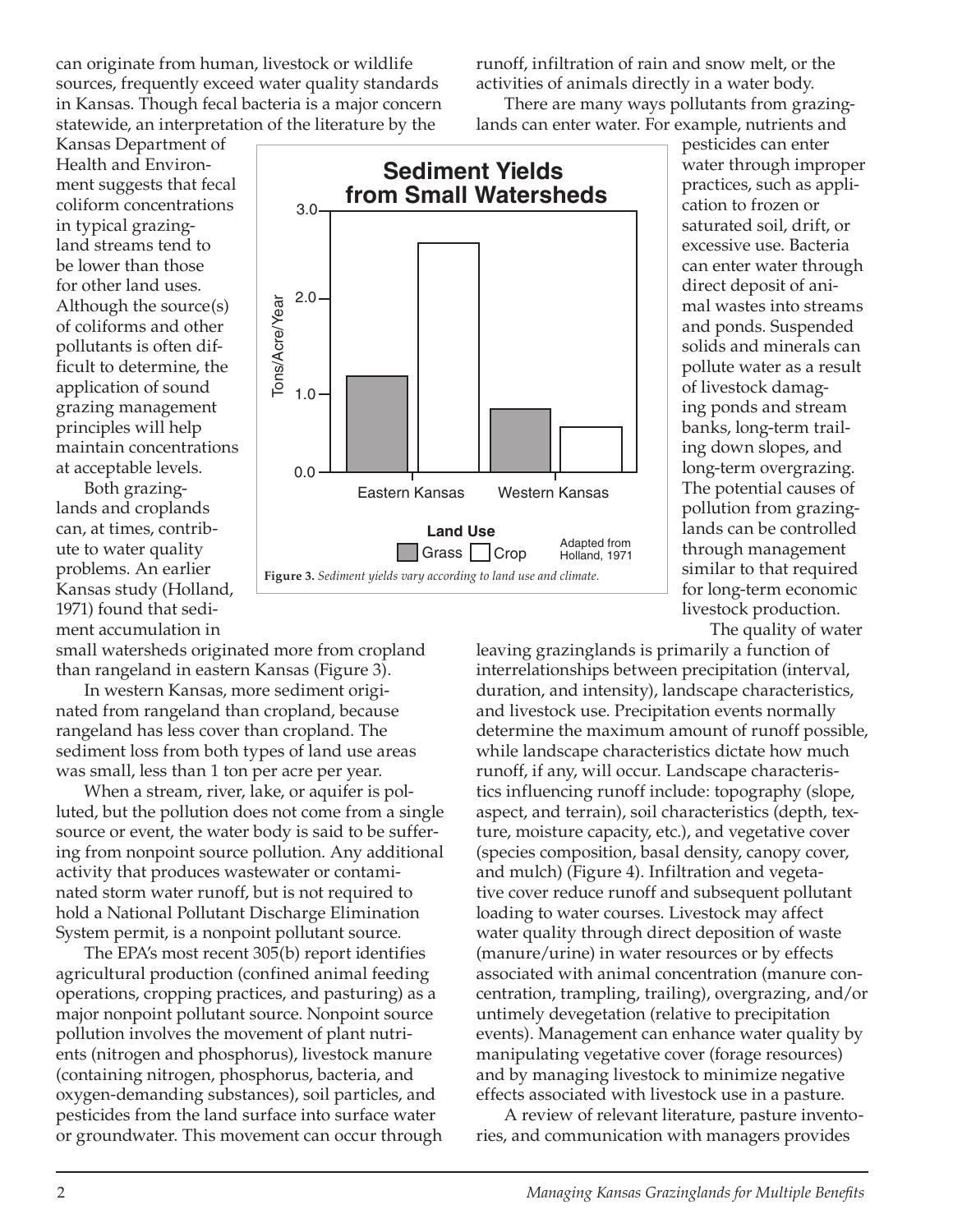can originate from human, livestock or wildlife sources, frequently exceed water quality standards in Kansas. Though fecal bacteria is a major concern statewide, an interpretation of the literature by the Kansas Department of Health and Environment suggests that fecal coliform concentrations in typical grazingland streams tend to be lower than those for other land uses. Although the source(s) of coliforms and other pollutants is often difficult to determine, the application of sound grazing management principles will help maintain concentrations at acceptable levels.

Both grazinglands and croplands can, at times, contribute to water quality problems. An earlier Kansas study (Holland, 1971) found that sediment accumulation in small watersheds originated more from cropland than rangeland in eastern Kansas (Figure 3).

**Figure 3.** *Sediment yields vary according to land use and climate.*

In western Kansas, more sediment originated from rangeland than cropland, because rangeland has less cover than cropland. The sediment loss from both types of land use areas was small, less than 1 ton per acre per year.

When a stream, river, lake, or aquifer is polluted, but the pollution does not come from a single source or event, the water body is said to be suffering from nonpoint source pollution. Any additional activity that produces wastewater or contaminated storm water runoff, but is not required to hold a National Pollutant Discharge Elimination System permit, is a nonpoint pollutant source.

The EPA's most recent 305(b) report identifies agricultural production (confined animal feeding operations, cropping practices, and pasturing) as a major nonpoint pollutant source. Nonpoint source pollution involves the movement of plant nutrients (nitrogen and phosphorus), livestock manure (containing nitrogen, phosphorus, bacteria, and oxygen-demanding substances), soil particles, and pesticides from the land surface into surface water or groundwater. This movement can occur through runoff, infiltration of rain and snow melt, or the activities of animals directly in a water body.

There are many ways pollutants from grazinglands can enter water. For example, nutrients and pesticides can enter water through improper practices, such as application to frozen or saturated soil, drift, or excessive use. Bacteria can enter water through direct deposit of animal wastes into streams and ponds. Suspended solids and minerals can pollute water as a result of livestock damaging ponds and stream banks, long-term trailing down slopes, and long-term overgrazing. The potential causes of pollution from grazinglands can be controlled through management similar to that required for long-term economic livestock production.

The quality of water leaving grazinglands is primarily a function of interrelationships between precipitation (interval, duration, and intensity), landscape characteristics, and livestock use. Precipitation events normally determine the maximum amount of runoff possible, while landscape characteristics dictate how much runoff, if any, will occur. Landscape characteristics influencing runoff include: topography (slope, aspect, and terrain), soil characteristics (depth, texture, moisture capacity, etc.), and vegetative cover (species composition, basal density, canopy cover, and mulch) (Figure 4). Infiltration and vegetative cover reduce runoff and subsequent pollutant loading to water courses. Livestock may affect water quality through direct deposition of waste (manure/urine) in water resources or by effects associated with animal concentration (manure concentration, trampling, trailing), overgrazing, and/or untimely devegetation (relative to precipitation events). Management can enhance water quality by manipulating vegetative cover (forage resources) and by managing livestock to minimize negative effects associated with livestock use in a pasture.

A review of relevant literature, pasture inventories, and communication with managers provides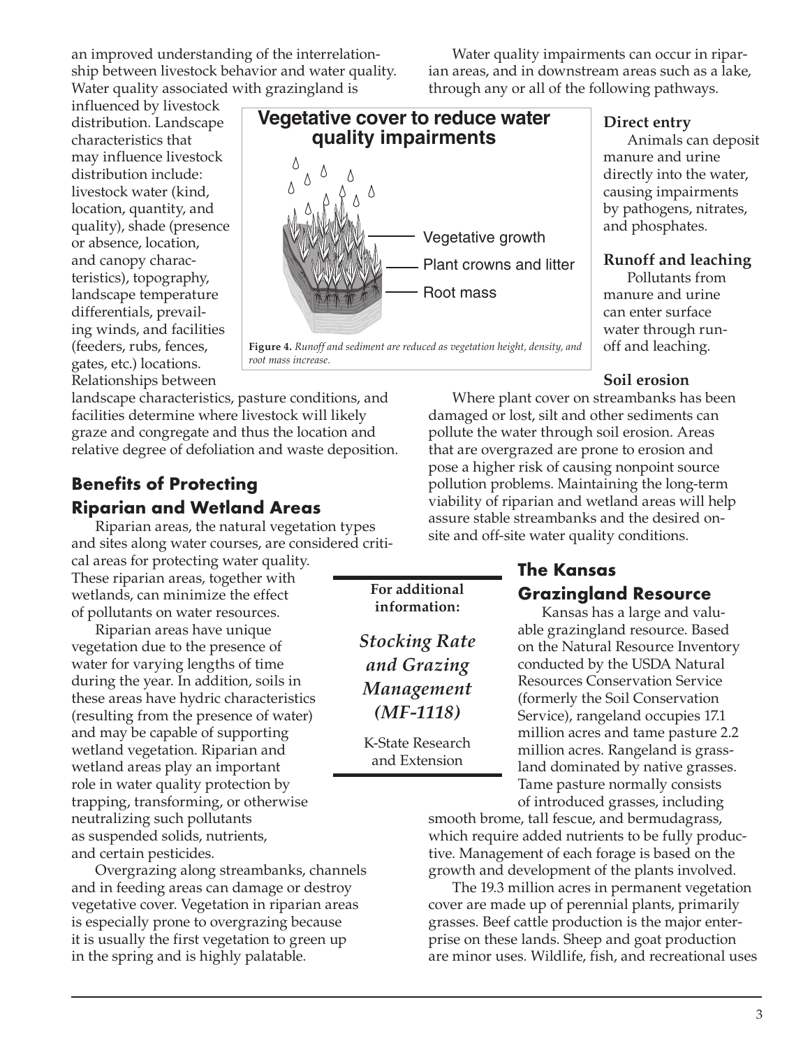an improved understanding of the interrelationship between livestock behavior and water quality. Water quality associated with grazingland is influenced by livestock distribution. Landscape characteristics that may influence livestock distribution include: livestock water (kind, location, quantity, and quality), shade (presence or absence, location, and canopy characteristics), topography, landscape temperature differentials, prevailing winds, and facilities (feeders, rubs, fences, gates, etc.) locations. Relationships between landscape characteristics, pasture conditions, and facilities determine where livestock will likely graze and congregate and thus the location and relative degree of defoliation and waste deposition.

**Vegetative cover to reduce water quality impairments**

Vegetative growth

Plant crowns and litter

Root mass

**Figure 4.** *Runoff and sediment are reduced as vegetation height, density, and root mass increase.*

## Benefits of Protecting Riparian and Wetland Areas

Riparian areas, the natural vegetation types and sites along water courses, are considered critical areas for protecting water quality. These riparian areas, together with wetlands, can minimize the effect of pollutants on water resources.

Riparian areas have unique vegetation due to the presence of water for varying lengths of time during the year. In addition, soils in these areas have hydric characteristics (resulting from the presence of water) and may be capable of supporting wetland vegetation. Riparian and wetland areas play an important role in water quality protection by trapping, transforming, or otherwise neutralizing such pollutants as suspended solids, nutrients, and certain pesticides.

Overgrazing along streambanks, channels and in feeding areas can damage or destroy vegetative cover. Vegetation in riparian areas is especially prone to overgrazing because it is usually the first vegetation to green up in the spring and is highly palatable.

Water quality impairments can occur in riparian areas, and in downstream areas such as a lake, through any or all of the following pathways.

**Direct entry**

Animals can deposit manure and urine directly into the water, causing impairments by pathogens, nitrates, and phosphates.

**Runoff and leaching**

Pollutants from manure and urine can enter surface water through runoff and leaching.

**Soil erosion**

Where plant cover on streambanks has been damaged or lost, silt and other sediments can pollute the water through soil erosion. Areas that are overgrazed are prone to erosion and pose a higher risk of causing nonpoint source pollution problems. Maintaining the long-term viability of riparian and wetland areas will help assure stable streambanks and the desired on-site and off-site water quality conditions.

**For additional information:**

***Stocking Rate and Grazing Management (MF-1118)***

K-State Research and Extension

## The Kansas Grazingland Resource

Kansas has a large and valuable grazingland resource. Based on the Natural Resource Inventory conducted by the USDA Natural Resources Conservation Service (formerly the Soil Conservation Service), rangeland occupies 17.1 million acres and tame pasture 2.2 million acres. Rangeland is grassland dominated by native grasses. Tame pasture normally consists of introduced grasses, including smooth brome, tall fescue, and bermudagrass, which require added nutrients to be fully productive. Management of each forage is based on the growth and development of the plants involved.

The 19.3 million acres in permanent vegetation cover are made up of perennial plants, primarily grasses. Beef cattle production is the major enterprise on these lands. Sheep and goat production are minor uses. Wildlife, fish, and recreational uses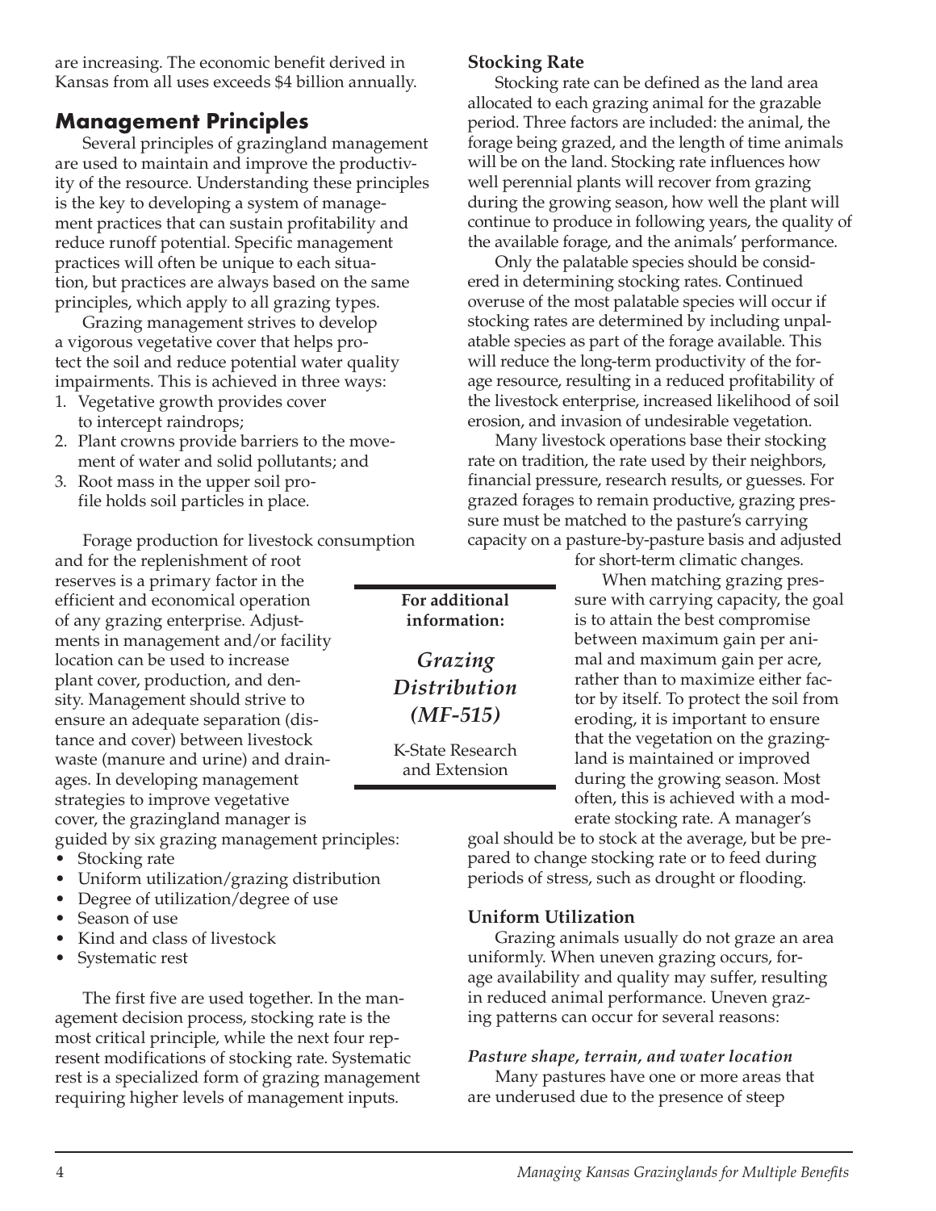are increasing. The economic benefit derived in Kansas from all uses exceeds $4 billion annually.

## Management Principles

Several principles of grazingland management are used to maintain and improve the productivity of the resource. Understanding these principles is the key to developing a system of management practices that can sustain profitability and reduce runoff potential. Specific management practices will often be unique to each situation, but practices are always based on the same principles, which apply to all grazing types.

Grazing management strives to develop a vigorous vegetative cover that helps protect the soil and reduce potential water quality impairments. This is achieved in three ways:

1. Vegetative growth provides cover to intercept raindrops;
2. Plant crowns provide barriers to the movement of water and solid pollutants; and
3. Root mass in the upper soil profile holds soil particles in place.

Forage production for livestock consumption and for the replenishment of root reserves is a primary factor in the efficient and economical operation of any grazing enterprise. Adjustments in management and/or facility location can be used to increase plant cover, production, and density. Management should strive to ensure an adequate separation (distance and cover) between livestock waste (manure and urine) and drainages. In developing management strategies to improve vegetative cover, the grazingland manager is guided by six grazing management principles:

- Stocking rate
- Uniform utilization/grazing distribution
- Degree of utilization/degree of use
- Season of use
- Kind and class of livestock
- Systematic rest

The first five are used together. In the management decision process, stocking rate is the most critical principle, while the next four represent modifications of stocking rate. Systematic rest is a specialized form of grazing management requiring higher levels of management inputs.

**For additional information:**

***Grazing Distribution (MF-515)***

K-State Research and Extension

### Stocking Rate

Stocking rate can be defined as the land area allocated to each grazing animal for the grazable period. Three factors are included: the animal, the forage being grazed, and the length of time animals will be on the land. Stocking rate influences how well perennial plants will recover from grazing during the growing season, how well the plant will continue to produce in following years, the quality of the available forage, and the animals' performance.

Only the palatable species should be considered in determining stocking rates. Continued overuse of the most palatable species will occur if stocking rates are determined by including unpalatable species as part of the forage available. This will reduce the long-term productivity of the forage resource, resulting in a reduced profitability of the livestock enterprise, increased likelihood of soil erosion, and invasion of undesirable vegetation.

Many livestock operations base their stocking rate on tradition, the rate used by their neighbors, financial pressure, research results, or guesses. For grazed forages to remain productive, grazing pressure must be matched to the pasture's carrying capacity on a pasture-by-pasture basis and adjusted for short-term climatic changes.

When matching grazing pressure with carrying capacity, the goal is to attain the best compromise between maximum gain per animal and maximum gain per acre, rather than to maximize either factor by itself. To protect the soil from eroding, it is important to ensure that the vegetation on the grazingland is maintained or improved during the growing season. Most often, this is achieved with a moderate stocking rate. A manager's goal should be to stock at the average, but be prepared to change stocking rate or to feed during periods of stress, such as drought or flooding.

### Uniform Utilization

Grazing animals usually do not graze an area uniformly. When uneven grazing occurs, forage availability and quality may suffer, resulting in reduced animal performance. Uneven grazing patterns can occur for several reasons:

***Pasture shape, terrain, and water location***

Many pastures have one or more areas that are underused due to the presence of steep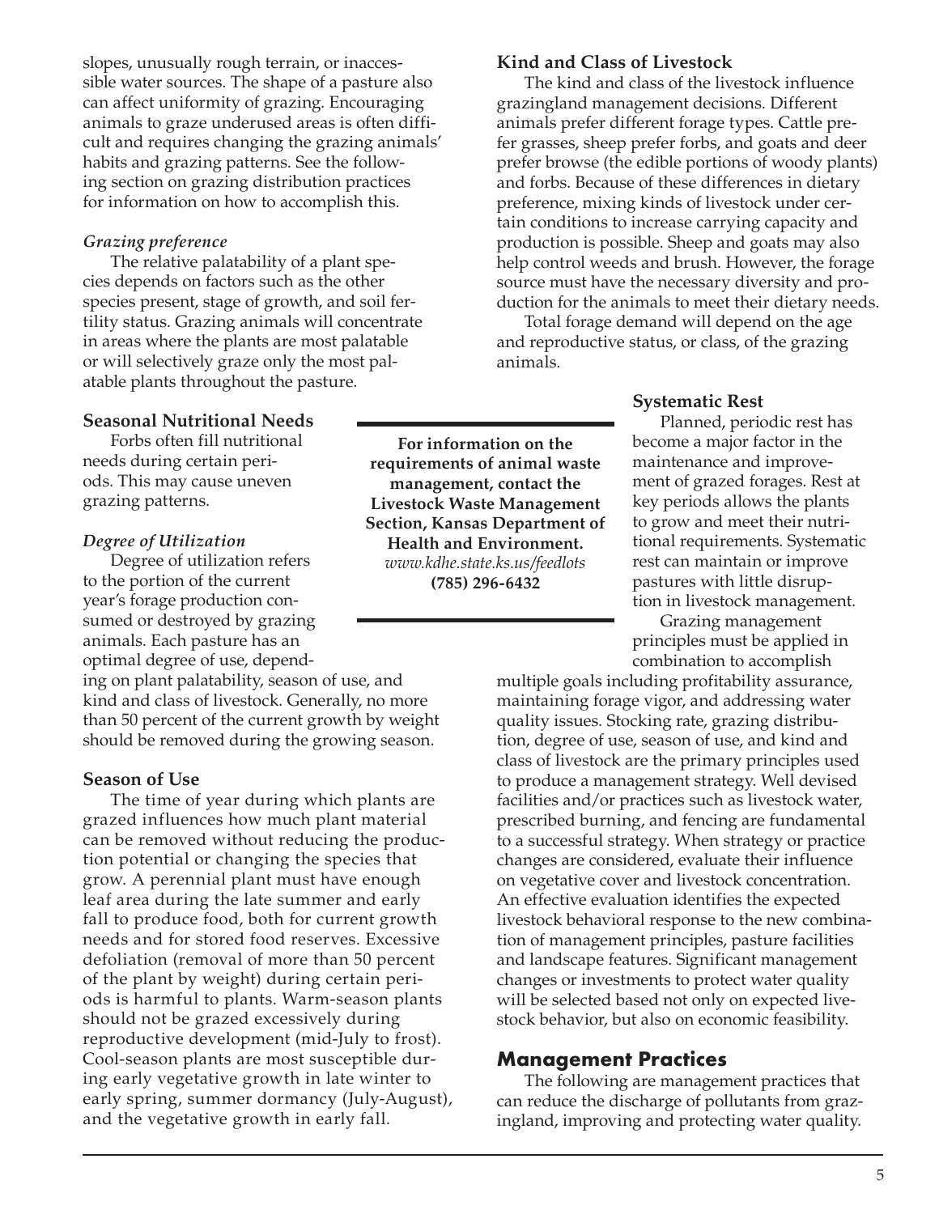slopes, unusually rough terrain, or inaccessible water sources. The shape of a pasture also can affect uniformity of grazing. Encouraging animals to graze underused areas is often difficult and requires changing the grazing animals' habits and grazing patterns. See the following section on grazing distribution practices for information on how to accomplish this.

#### *Grazing preference*

The relative palatability of a plant species depends on factors such as the other species present, stage of growth, and soil fertility status. Grazing animals will concentrate in areas where the plants are most palatable or will selectively graze only the most palatable plants throughout the pasture.

### Seasonal Nutritional Needs

Forbs often fill nutritional needs during certain periods. This may cause uneven grazing patterns.

#### *Degree of Utilization*

Degree of utilization refers to the portion of the current year's forage production consumed or destroyed by grazing animals. Each pasture has an optimal degree of use, depending on plant palatability, season of use, and kind and class of livestock. Generally, no more than 50 percent of the current growth by weight should be removed during the growing season.

### Season of Use

The time of year during which plants are grazed influences how much plant material can be removed without reducing the production potential or changing the species that grow. A perennial plant must have enough leaf area during the late summer and early fall to produce food, both for current growth needs and for stored food reserves. Excessive defoliation (removal of more than 50 percent of the plant by weight) during certain periods is harmful to plants. Warm-season plants should not be grazed excessively during reproductive development (mid-July to frost). Cool-season plants are most susceptible during early vegetative growth in late winter to early spring, summer dormancy (July-August), and the vegetative growth in early fall.

### Kind and Class of Livestock

The kind and class of the livestock influence grazingland management decisions. Different animals prefer different forage types. Cattle prefer grasses, sheep prefer forbs, and goats and deer prefer browse (the edible portions of woody plants) and forbs. Because of these differences in dietary preference, mixing kinds of livestock under certain conditions to increase carrying capacity and production is possible. Sheep and goats may also help control weeds and brush. However, the forage source must have the necessary diversity and production for the animals to meet their dietary needs.

Total forage demand will depend on the age and reproductive status, or class, of the grazing animals.

### Systematic Rest

Planned, periodic rest has become a major factor in the maintenance and improvement of grazed forages. Rest at key periods allows the plants to grow and meet their nutritional requirements. Systematic rest can maintain or improve pastures with little disruption in livestock management.

Grazing management principles must be applied in combination to accomplish multiple goals including profitability assurance, maintaining forage vigor, and addressing water quality issues. Stocking rate, grazing distribution, degree of use, season of use, and kind and class of livestock are the primary principles used to produce a management strategy. Well devised facilities and/or practices such as livestock water, prescribed burning, and fencing are fundamental to a successful strategy. When strategy or practice changes are considered, evaluate their influence on vegetative cover and livestock concentration. An effective evaluation identifies the expected livestock behavioral response to the new combination of management principles, pasture facilities and landscape features. Significant management changes or investments to protect water quality will be selected based not only on expected livestock behavior, but also on economic feasibility.

---

**For information on the requirements of animal waste management, contact the Livestock Waste Management Section, Kansas Department of Health and Environment.**
*www.kdhe.state.ks.us/feedlots*
**(785) 296-6432**

---

## Management Practices

The following are management practices that can reduce the discharge of pollutants from grazingland, improving and protecting water quality.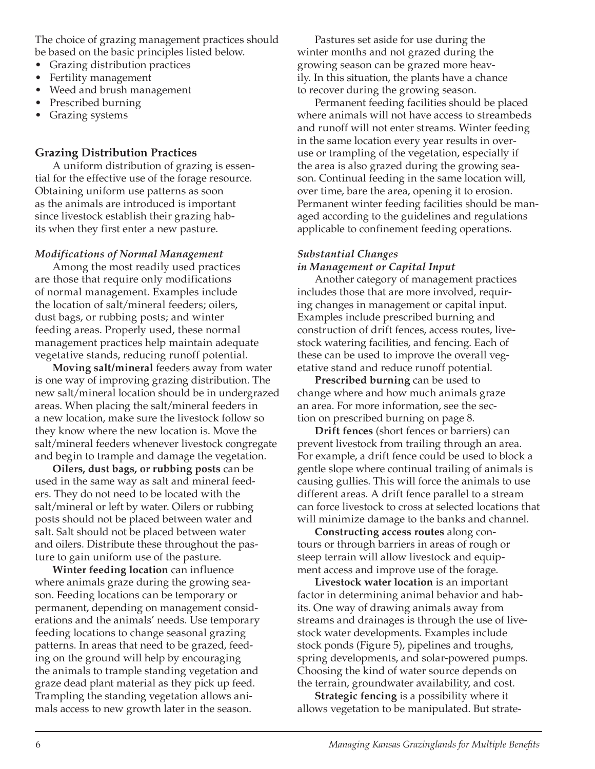The choice of grazing management practices should be based on the basic principles listed below.

- Grazing distribution practices
- Fertility management
- Weed and brush management
- Prescribed burning
- Grazing systems

## Grazing Distribution Practices

A uniform distribution of grazing is essential for the effective use of the forage resource. Obtaining uniform use patterns as soon as the animals are introduced is important since livestock establish their grazing habits when they first enter a new pasture.

### *Modifications of Normal Management*

Among the most readily used practices are those that require only modifications of normal management. Examples include the location of salt/mineral feeders; oilers, dust bags, or rubbing posts; and winter feeding areas. Properly used, these normal management practices help maintain adequate vegetative stands, reducing runoff potential.

**Moving salt/mineral** feeders away from water is one way of improving grazing distribution. The new salt/mineral location should be in undergrazed areas. When placing the salt/mineral feeders in a new location, make sure the livestock follow so they know where the new location is. Move the salt/mineral feeders whenever livestock congregate and begin to trample and damage the vegetation.

**Oilers, dust bags, or rubbing posts** can be used in the same way as salt and mineral feeders. They do not need to be located with the salt/mineral or left by water. Oilers or rubbing posts should not be placed between water and salt. Salt should not be placed between water and oilers. Distribute these throughout the pasture to gain uniform use of the pasture.

**Winter feeding location** can influence where animals graze during the growing season. Feeding locations can be temporary or permanent, depending on management considerations and the animals' needs. Use temporary feeding locations to change seasonal grazing patterns. In areas that need to be grazed, feeding on the ground will help by encouraging the animals to trample standing vegetation and graze dead plant material as they pick up feed. Trampling the standing vegetation allows animals access to new growth later in the season.

Pastures set aside for use during the winter months and not grazed during the growing season can be grazed more heavily. In this situation, the plants have a chance to recover during the growing season.

Permanent feeding facilities should be placed where animals will not have access to streambeds and runoff will not enter streams. Winter feeding in the same location every year results in overuse or trampling of the vegetation, especially if the area is also grazed during the growing season. Continual feeding in the same location will, over time, bare the area, opening it to erosion. Permanent winter feeding facilities should be managed according to the guidelines and regulations applicable to confinement feeding operations.

### *Substantial Changes in Management or Capital Input*

Another category of management practices includes those that are more involved, requiring changes in management or capital input. Examples include prescribed burning and construction of drift fences, access routes, livestock watering facilities, and fencing. Each of these can be used to improve the overall vegetative stand and reduce runoff potential.

**Prescribed burning** can be used to change where and how much animals graze an area. For more information, see the section on prescribed burning on page 8.

**Drift fences** (short fences or barriers) can prevent livestock from trailing through an area. For example, a drift fence could be used to block a gentle slope where continual trailing of animals is causing gullies. This will force the animals to use different areas. A drift fence parallel to a stream can force livestock to cross at selected locations that will minimize damage to the banks and channel.

**Constructing access routes** along contours or through barriers in areas of rough or steep terrain will allow livestock and equipment access and improve use of the forage.

**Livestock water location** is an important factor in determining animal behavior and habits. One way of drawing animals away from streams and drainages is through the use of livestock water developments. Examples include stock ponds (Figure 5), pipelines and troughs, spring developments, and solar-powered pumps. Choosing the kind of water source depends on the terrain, groundwater availability, and cost.

**Strategic fencing** is a possibility where it allows vegetation to be manipulated. But strate-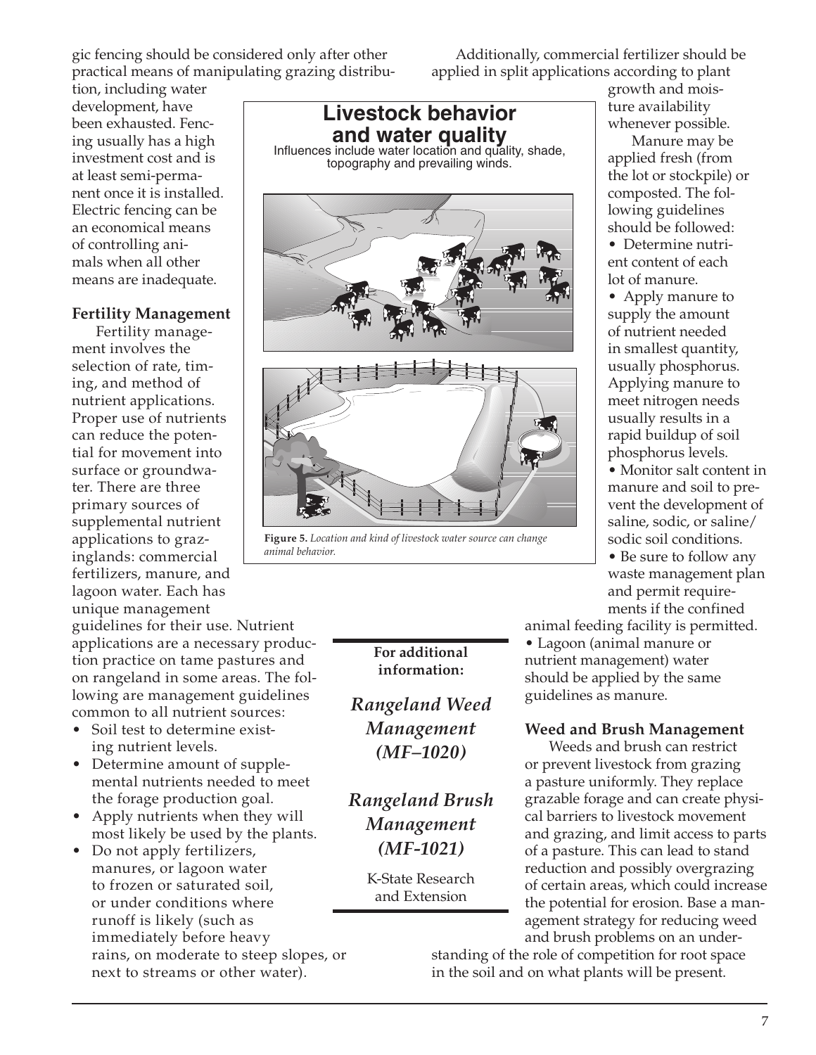gic fencing should be considered only after other practical means of manipulating grazing distribution, including water development, have been exhausted. Fencing usually has a high investment cost and is at least semi-permanent once it is installed. Electric fencing can be an economical means of controlling animals when all other means are inadequate.

**Livestock behavior and water quality**

Influences include water location and quality, shade, topography and prevailing winds.

**Figure 5.** *Location and kind of livestock water source can change animal behavior.*

### Fertility Management

Fertility management involves the selection of rate, timing, and method of nutrient applications. Proper use of nutrients can reduce the potential for movement into surface or groundwater. There are three primary sources of supplemental nutrient applications to grazinglands: commercial fertilizers, manure, and lagoon water. Each has unique management guidelines for their use. Nutrient applications are a necessary production practice on tame pastures and on rangeland in some areas. The following are management guidelines common to all nutrient sources:

- Soil test to determine existing nutrient levels.
- Determine amount of supplemental nutrients needed to meet the forage production goal.
- Apply nutrients when they will most likely be used by the plants.
- Do not apply fertilizers, manures, or lagoon water to frozen or saturated soil, or under conditions where runoff is likely (such as immediately before heavy rains, on moderate to steep slopes, or next to streams or other water).

Additionally, commercial fertilizer should be applied in split applications according to plant growth and moisture availability whenever possible.

Manure may be applied fresh (from the lot or stockpile) or composted. The following guidelines should be followed:

- Determine nutrient content of each lot of manure.
- Apply manure to supply the amount of nutrient needed in smallest quantity, usually phosphorus. Applying manure to meet nitrogen needs usually results in a rapid buildup of soil phosphorus levels.
- Monitor salt content in manure and soil to prevent the development of saline, sodic, or saline/sodic soil conditions.
- Be sure to follow any waste management plan and permit requirements if the confined animal feeding facility is permitted.
- Lagoon (animal manure or nutrient management) water should be applied by the same guidelines as manure.

**For additional information:**

*Rangeland Weed Management (MF–1020)*

*Rangeland Brush Management (MF-1021)*

K-State Research and Extension

### Weed and Brush Management

Weeds and brush can restrict or prevent livestock from grazing a pasture uniformly. They replace grazable forage and can create physical barriers to livestock movement and grazing, and limit access to parts of a pasture. This can lead to stand reduction and possibly overgrazing of certain areas, which could increase the potential for erosion. Base a management strategy for reducing weed and brush problems on an understanding of the role of competition for root space in the soil and on what plants will be present.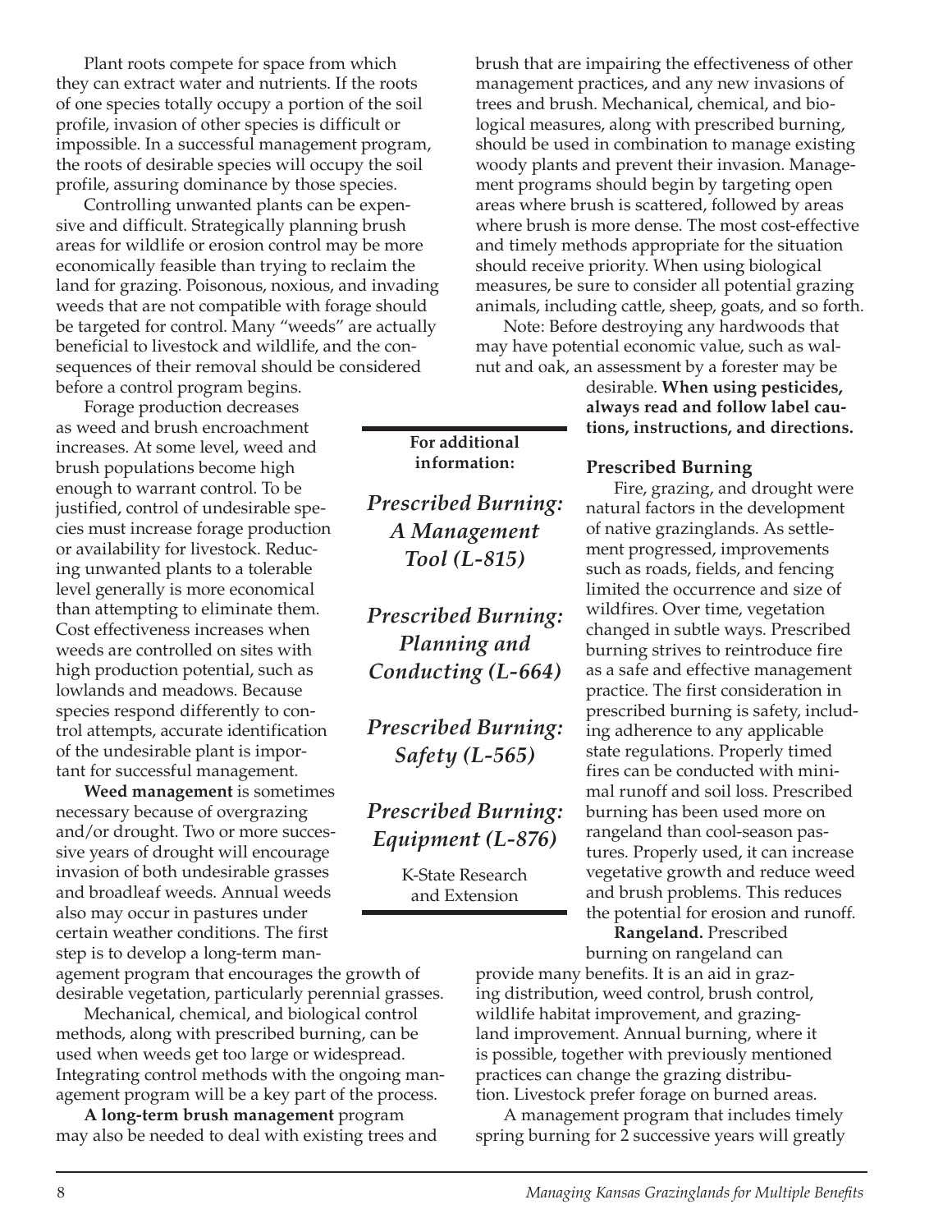Plant roots compete for space from which they can extract water and nutrients. If the roots of one species totally occupy a portion of the soil profile, invasion of other species is difficult or impossible. In a successful management program, the roots of desirable species will occupy the soil profile, assuring dominance by those species.

Controlling unwanted plants can be expensive and difficult. Strategically planning brush areas for wildlife or erosion control may be more economically feasible than trying to reclaim the land for grazing. Poisonous, noxious, and invading weeds that are not compatible with forage should be targeted for control. Many "weeds" are actually beneficial to livestock and wildlife, and the consequences of their removal should be considered before a control program begins.

Forage production decreases as weed and brush encroachment increases. At some level, weed and brush populations become high enough to warrant control. To be justified, control of undesirable species must increase forage production or availability for livestock. Reducing unwanted plants to a tolerable level generally is more economical than attempting to eliminate them. Cost effectiveness increases when weeds are controlled on sites with high production potential, such as lowlands and meadows. Because species respond differently to control attempts, accurate identification of the undesirable plant is important for successful management.

**Weed management** is sometimes necessary because of overgrazing and/or drought. Two or more successive years of drought will encourage invasion of both undesirable grasses and broadleaf weeds. Annual weeds also may occur in pastures under certain weather conditions. The first step is to develop a long-term management program that encourages the growth of desirable vegetation, particularly perennial grasses.

Mechanical, chemical, and biological control methods, along with prescribed burning, can be used when weeds get too large or widespread. Integrating control methods with the ongoing management program will be a key part of the process.

**A long-term brush management** program may also be needed to deal with existing trees and brush that are impairing the effectiveness of other management practices, and any new invasions of trees and brush. Mechanical, chemical, and biological measures, along with prescribed burning, should be used in combination to manage existing woody plants and prevent their invasion. Management programs should begin by targeting open areas where brush is scattered, followed by areas where brush is more dense. The most cost-effective and timely methods appropriate for the situation should receive priority. When using biological measures, be sure to consider all potential grazing animals, including cattle, sheep, goats, and so forth.

Note: Before destroying any hardwoods that may have potential economic value, such as walnut and oak, an assessment by a forester may be desirable. **When using pesticides, always read and follow label cautions, instructions, and directions.**

**For additional information:**

*Prescribed Burning: A Management Tool (L-815)*

*Prescribed Burning: Planning and Conducting (L-664)*

*Prescribed Burning: Safety (L-565)*

*Prescribed Burning: Equipment (L-876)*

K-State Research and Extension

### Prescribed Burning

Fire, grazing, and drought were natural factors in the development of native grazinglands. As settlement progressed, improvements such as roads, fields, and fencing limited the occurrence and size of wildfires. Over time, vegetation changed in subtle ways. Prescribed burning strives to reintroduce fire as a safe and effective management practice. The first consideration in prescribed burning is safety, including adherence to any applicable state regulations. Properly timed fires can be conducted with minimal runoff and soil loss. Prescribed burning has been used more on rangeland than cool-season pastures. Properly used, it can increase vegetative growth and reduce weed and brush problems. This reduces the potential for erosion and runoff.

**Rangeland.** Prescribed burning on rangeland can provide many benefits. It is an aid in grazing distribution, weed control, brush control, wildlife habitat improvement, and grazingland improvement. Annual burning, where it is possible, together with previously mentioned practices can change the grazing distribution. Livestock prefer forage on burned areas.

A management program that includes timely spring burning for 2 successive years will greatly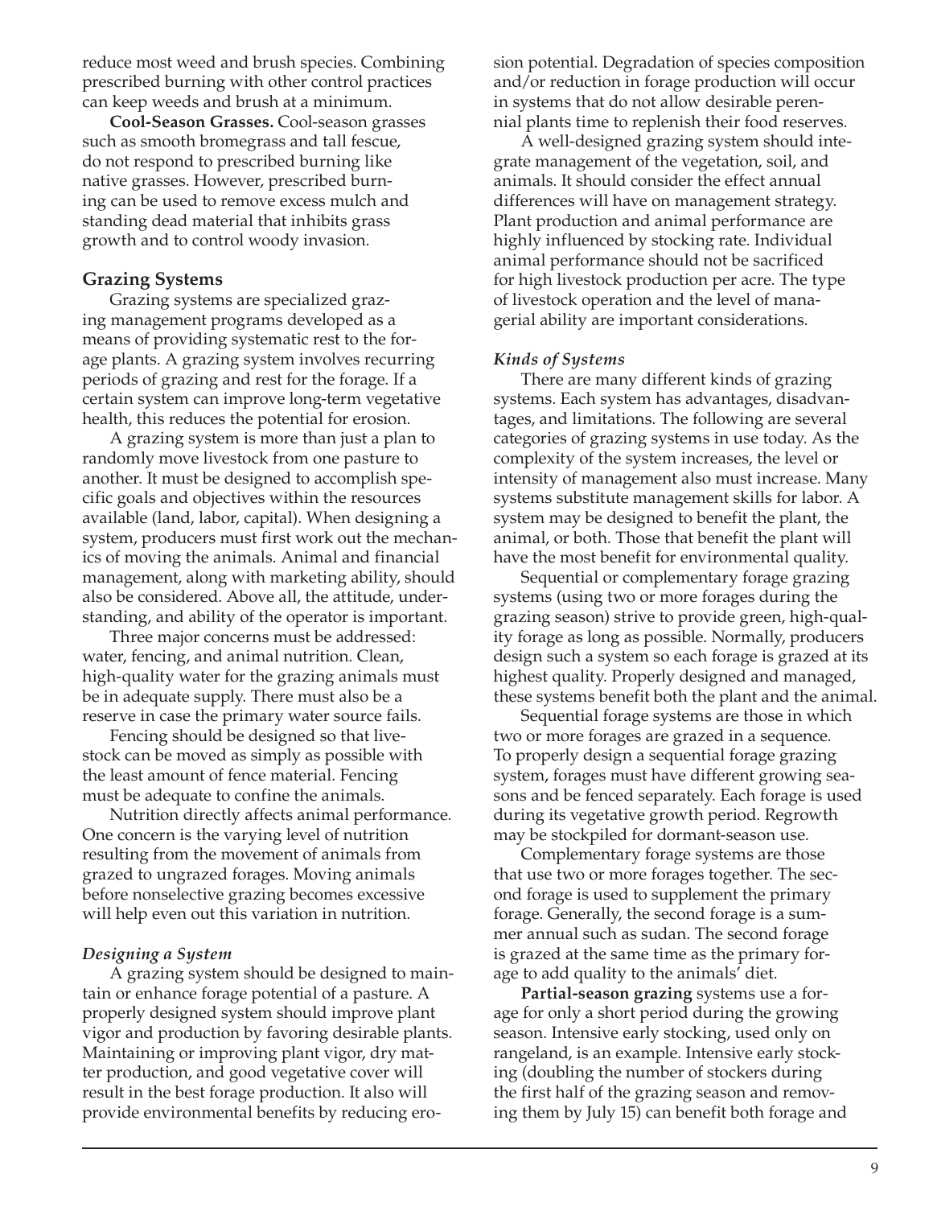reduce most weed and brush species. Combining prescribed burning with other control practices can keep weeds and brush at a minimum.

**Cool-Season Grasses.** Cool-season grasses such as smooth bromegrass and tall fescue, do not respond to prescribed burning like native grasses. However, prescribed burning can be used to remove excess mulch and standing dead material that inhibits grass growth and to control woody invasion.

## Grazing Systems

Grazing systems are specialized grazing management programs developed as a means of providing systematic rest to the forage plants. A grazing system involves recurring periods of grazing and rest for the forage. If a certain system can improve long-term vegetative health, this reduces the potential for erosion.

A grazing system is more than just a plan to randomly move livestock from one pasture to another. It must be designed to accomplish specific goals and objectives within the resources available (land, labor, capital). When designing a system, producers must first work out the mechanics of moving the animals. Animal and financial management, along with marketing ability, should also be considered. Above all, the attitude, understanding, and ability of the operator is important.

Three major concerns must be addressed: water, fencing, and animal nutrition. Clean, high-quality water for the grazing animals must be in adequate supply. There must also be a reserve in case the primary water source fails.

Fencing should be designed so that livestock can be moved as simply as possible with the least amount of fence material. Fencing must be adequate to confine the animals.

Nutrition directly affects animal performance. One concern is the varying level of nutrition resulting from the movement of animals from grazed to ungrazed forages. Moving animals before nonselective grazing becomes excessive will help even out this variation in nutrition.

### *Designing a System*

A grazing system should be designed to maintain or enhance forage potential of a pasture. A properly designed system should improve plant vigor and production by favoring desirable plants. Maintaining or improving plant vigor, dry matter production, and good vegetative cover will result in the best forage production. It also will provide environmental benefits by reducing erosion potential. Degradation of species composition and/or reduction in forage production will occur in systems that do not allow desirable perennial plants time to replenish their food reserves.

A well-designed grazing system should integrate management of the vegetation, soil, and animals. It should consider the effect annual differences will have on management strategy. Plant production and animal performance are highly influenced by stocking rate. Individual animal performance should not be sacrificed for high livestock production per acre. The type of livestock operation and the level of managerial ability are important considerations.

### *Kinds of Systems*

There are many different kinds of grazing systems. Each system has advantages, disadvantages, and limitations. The following are several categories of grazing systems in use today. As the complexity of the system increases, the level or intensity of management also must increase. Many systems substitute management skills for labor. A system may be designed to benefit the plant, the animal, or both. Those that benefit the plant will have the most benefit for environmental quality.

Sequential or complementary forage grazing systems (using two or more forages during the grazing season) strive to provide green, high-quality forage as long as possible. Normally, producers design such a system so each forage is grazed at its highest quality. Properly designed and managed, these systems benefit both the plant and the animal.

Sequential forage systems are those in which two or more forages are grazed in a sequence. To properly design a sequential forage grazing system, forages must have different growing seasons and be fenced separately. Each forage is used during its vegetative growth period. Regrowth may be stockpiled for dormant-season use.

Complementary forage systems are those that use two or more forages together. The second forage is used to supplement the primary forage. Generally, the second forage is a summer annual such as sudan. The second forage is grazed at the same time as the primary forage to add quality to the animals' diet.

**Partial-season grazing** systems use a forage for only a short period during the growing season. Intensive early stocking, used only on rangeland, is an example. Intensive early stocking (doubling the number of stockers during the first half of the grazing season and removing them by July 15) can benefit both forage and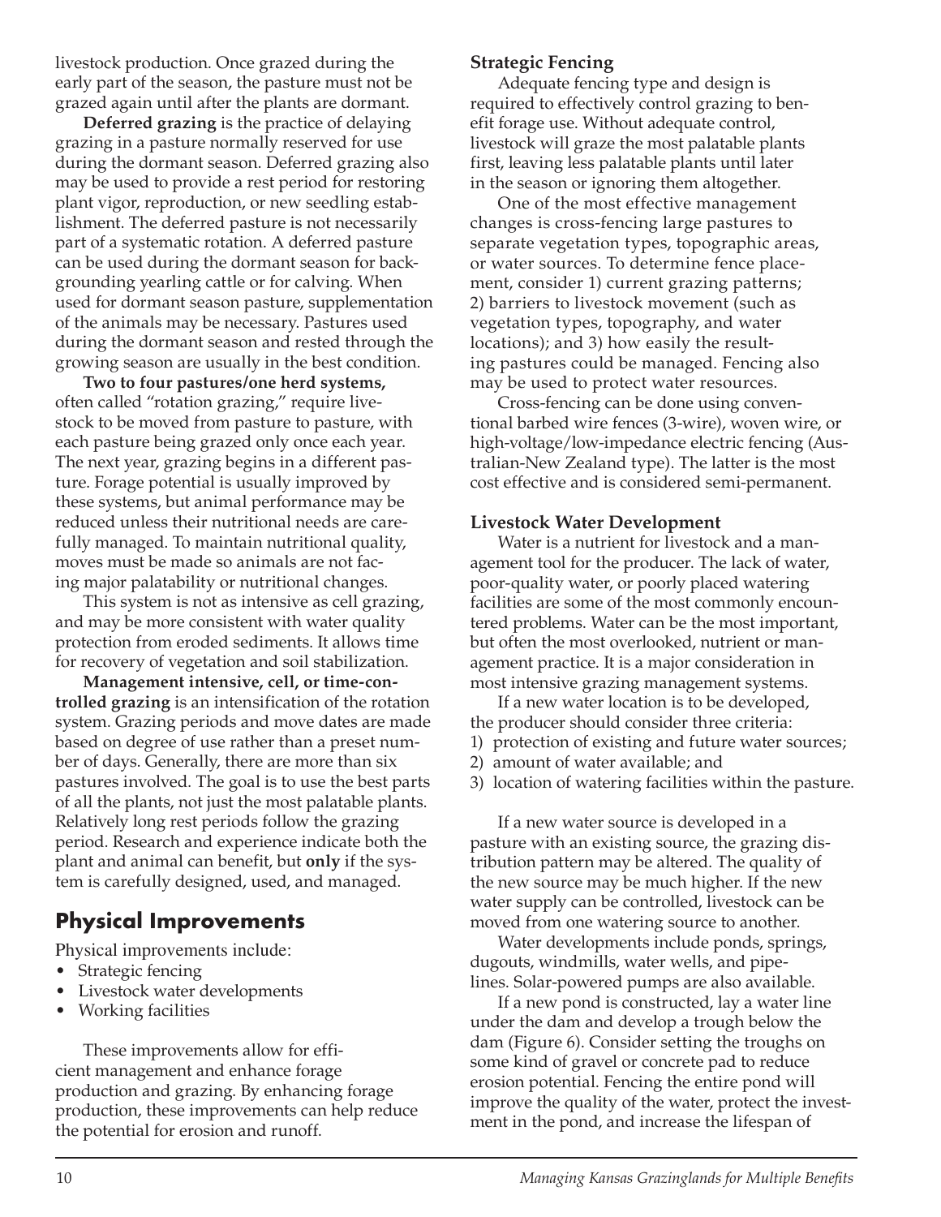livestock production. Once grazed during the early part of the season, the pasture must not be grazed again until after the plants are dormant.

**Deferred grazing** is the practice of delaying grazing in a pasture normally reserved for use during the dormant season. Deferred grazing also may be used to provide a rest period for restoring plant vigor, reproduction, or new seedling establishment. The deferred pasture is not necessarily part of a systematic rotation. A deferred pasture can be used during the dormant season for backgrounding yearling cattle or for calving. When used for dormant season pasture, supplementation of the animals may be necessary. Pastures used during the dormant season and rested through the growing season are usually in the best condition.

**Two to four pastures/one herd systems,** often called "rotation grazing," require livestock to be moved from pasture to pasture, with each pasture being grazed only once each year. The next year, grazing begins in a different pasture. Forage potential is usually improved by these systems, but animal performance may be reduced unless their nutritional needs are carefully managed. To maintain nutritional quality, moves must be made so animals are not facing major palatability or nutritional changes.

This system is not as intensive as cell grazing, and may be more consistent with water quality protection from eroded sediments. It allows time for recovery of vegetation and soil stabilization.

**Management intensive, cell, or time-controlled grazing** is an intensification of the rotation system. Grazing periods and move dates are made based on degree of use rather than a preset number of days. Generally, there are more than six pastures involved. The goal is to use the best parts of all the plants, not just the most palatable plants. Relatively long rest periods follow the grazing period. Research and experience indicate both the plant and animal can benefit, but **only** if the system is carefully designed, used, and managed.

## Physical Improvements

Physical improvements include:

- Strategic fencing
- Livestock water developments
- Working facilities

These improvements allow for efficient management and enhance forage production and grazing. By enhancing forage production, these improvements can help reduce the potential for erosion and runoff.

### Strategic Fencing

Adequate fencing type and design is required to effectively control grazing to benefit forage use. Without adequate control, livestock will graze the most palatable plants first, leaving less palatable plants until later in the season or ignoring them altogether.

One of the most effective management changes is cross-fencing large pastures to separate vegetation types, topographic areas, or water sources. To determine fence placement, consider 1) current grazing patterns; 2) barriers to livestock movement (such as vegetation types, topography, and water locations); and 3) how easily the resulting pastures could be managed. Fencing also may be used to protect water resources.

Cross-fencing can be done using conventional barbed wire fences (3-wire), woven wire, or high-voltage/low-impedance electric fencing (Australian-New Zealand type). The latter is the most cost effective and is considered semi-permanent.

### Livestock Water Development

Water is a nutrient for livestock and a management tool for the producer. The lack of water, poor-quality water, or poorly placed watering facilities are some of the most commonly encountered problems. Water can be the most important, but often the most overlooked, nutrient or management practice. It is a major consideration in most intensive grazing management systems.

If a new water location is to be developed, the producer should consider three criteria:

1) protection of existing and future water sources;
2) amount of water available; and
3) location of watering facilities within the pasture.

If a new water source is developed in a pasture with an existing source, the grazing distribution pattern may be altered. The quality of the new source may be much higher. If the new water supply can be controlled, livestock can be moved from one watering source to another.

Water developments include ponds, springs, dugouts, windmills, water wells, and pipelines. Solar-powered pumps are also available.

If a new pond is constructed, lay a water line under the dam and develop a trough below the dam (Figure 6). Consider setting the troughs on some kind of gravel or concrete pad to reduce erosion potential. Fencing the entire pond will improve the quality of the water, protect the investment in the pond, and increase the lifespan of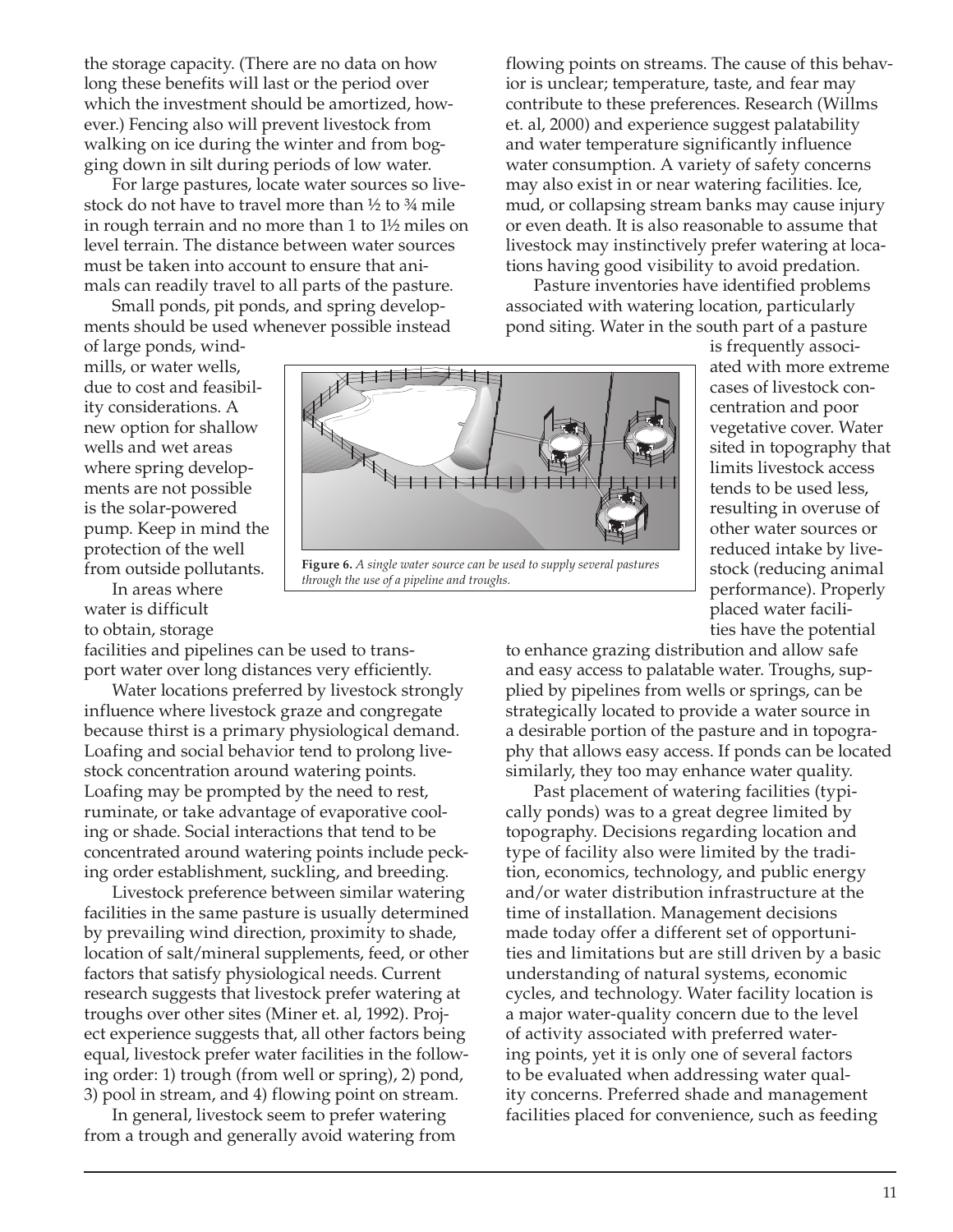the storage capacity. (There are no data on how long these benefits will last or the period over which the investment should be amortized, however.) Fencing also will prevent livestock from walking on ice during the winter and from bogging down in silt during periods of low water.

For large pastures, locate water sources so livestock do not have to travel more than ½ to ¾ mile in rough terrain and no more than 1 to 1½ miles on level terrain. The distance between water sources must be taken into account to ensure that animals can readily travel to all parts of the pasture.

Small ponds, pit ponds, and spring developments should be used whenever possible instead of large ponds, windmills, or water wells, due to cost and feasibility considerations. A new option for shallow wells and wet areas where spring developments are not possible is the solar-powered pump. Keep in mind the protection of the well from outside pollutants.

In areas where water is difficult to obtain, storage facilities and pipelines can be used to transport water over long distances very efficiently.

**Figure 6.** *A single water source can be used to supply several pastures through the use of a pipeline and troughs.*

Water locations preferred by livestock strongly influence where livestock graze and congregate because thirst is a primary physiological demand. Loafing and social behavior tend to prolong livestock concentration around watering points. Loafing may be prompted by the need to rest, ruminate, or take advantage of evaporative cooling or shade. Social interactions that tend to be concentrated around watering points include pecking order establishment, suckling, and breeding.

Livestock preference between similar watering facilities in the same pasture is usually determined by prevailing wind direction, proximity to shade, location of salt/mineral supplements, feed, or other factors that satisfy physiological needs. Current research suggests that livestock prefer watering at troughs over other sites (Miner et. al, 1992). Project experience suggests that, all other factors being equal, livestock prefer water facilities in the following order: 1) trough (from well or spring), 2) pond, 3) pool in stream, and 4) flowing point on stream.

In general, livestock seem to prefer watering from a trough and generally avoid watering from flowing points on streams. The cause of this behavior is unclear; temperature, taste, and fear may contribute to these preferences. Research (Willms et. al, 2000) and experience suggest palatability and water temperature significantly influence water consumption. A variety of safety concerns may also exist in or near watering facilities. Ice, mud, or collapsing stream banks may cause injury or even death. It is also reasonable to assume that livestock may instinctively prefer watering at locations having good visibility to avoid predation.

Pasture inventories have identified problems associated with watering location, particularly pond siting. Water in the south part of a pasture is frequently associated with more extreme cases of livestock concentration and poor vegetative cover. Water sited in topography that limits livestock access tends to be used less, resulting in overuse of other water sources or reduced intake by livestock (reducing animal performance). Properly placed water facilities have the potential to enhance grazing distribution and allow safe and easy access to palatable water. Troughs, supplied by pipelines from wells or springs, can be strategically located to provide a water source in a desirable portion of the pasture and in topography that allows easy access. If ponds can be located similarly, they too may enhance water quality.

Past placement of watering facilities (typically ponds) was to a great degree limited by topography. Decisions regarding location and type of facility also were limited by the tradition, economics, technology, and public energy and/or water distribution infrastructure at the time of installation. Management decisions made today offer a different set of opportunities and limitations but are still driven by a basic understanding of natural systems, economic cycles, and technology. Water facility location is a major water-quality concern due to the level of activity associated with preferred watering points, yet it is only one of several factors to be evaluated when addressing water quality concerns. Preferred shade and management facilities placed for convenience, such as feeding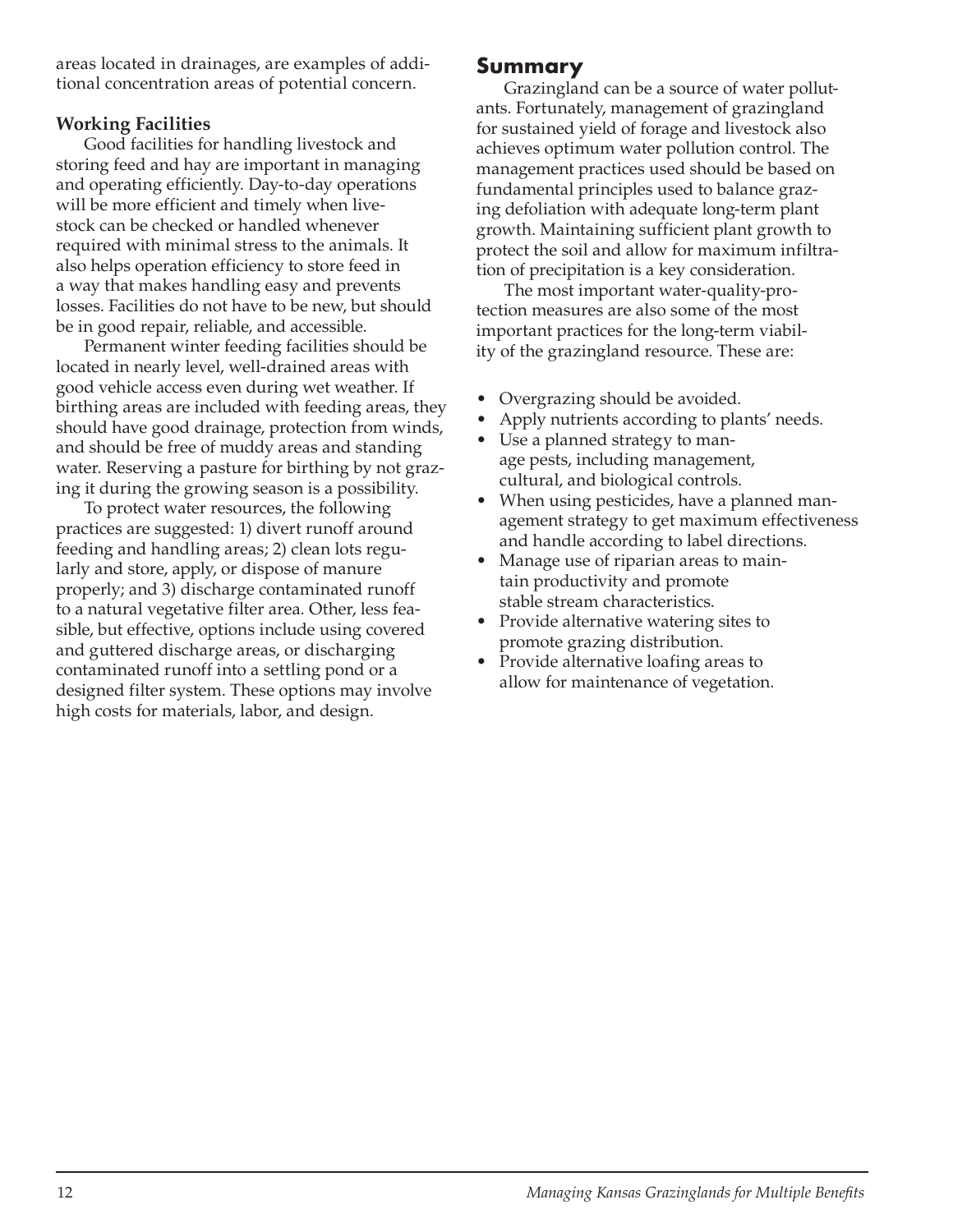areas located in drainages, are examples of additional concentration areas of potential concern.

**Working Facilities**

Good facilities for handling livestock and storing feed and hay are important in managing and operating efficiently. Day-to-day operations will be more efficient and timely when livestock can be checked or handled whenever required with minimal stress to the animals. It also helps operation efficiency to store feed in a way that makes handling easy and prevents losses. Facilities do not have to be new, but should be in good repair, reliable, and accessible.

Permanent winter feeding facilities should be located in nearly level, well-drained areas with good vehicle access even during wet weather. If birthing areas are included with feeding areas, they should have good drainage, protection from winds, and should be free of muddy areas and standing water. Reserving a pasture for birthing by not grazing it during the growing season is a possibility.

To protect water resources, the following practices are suggested: 1) divert runoff around feeding and handling areas; 2) clean lots regularly and store, apply, or dispose of manure properly; and 3) discharge contaminated runoff to a natural vegetative filter area. Other, less feasible, but effective, options include using covered and guttered discharge areas, or discharging contaminated runoff into a settling pond or a designed filter system. These options may involve high costs for materials, labor, and design.

## Summary

Grazingland can be a source of water pollutants. Fortunately, management of grazingland for sustained yield of forage and livestock also achieves optimum water pollution control. The management practices used should be based on fundamental principles used to balance grazing defoliation with adequate long-term plant growth. Maintaining sufficient plant growth to protect the soil and allow for maximum infiltration of precipitation is a key consideration.

The most important water-quality-protection measures are also some of the most important practices for the long-term viability of the grazingland resource. These are:

- Overgrazing should be avoided.
- Apply nutrients according to plants' needs.
- Use a planned strategy to manage pests, including management, cultural, and biological controls.
- When using pesticides, have a planned management strategy to get maximum effectiveness and handle according to label directions.
- Manage use of riparian areas to maintain productivity and promote stable stream characteristics.
- Provide alternative watering sites to promote grazing distribution.
- Provide alternative loafing areas to allow for maintenance of vegetation.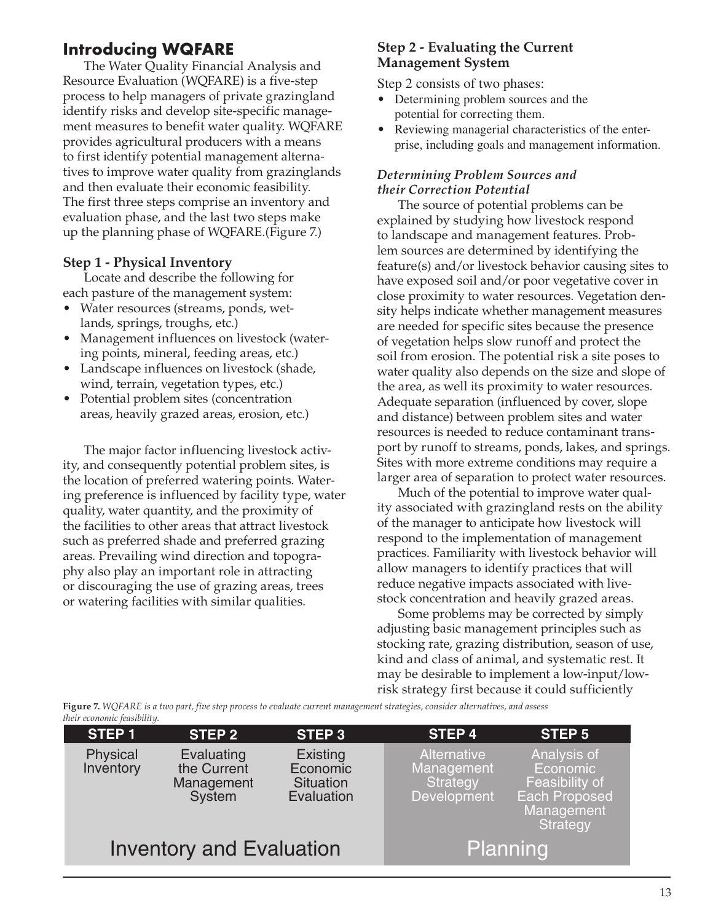## Introducing WQFARE

The Water Quality Financial Analysis and Resource Evaluation (WQFARE) is a five-step process to help managers of private grazingland identify risks and develop site-specific management measures to benefit water quality. WQFARE provides agricultural producers with a means to first identify potential management alternatives to improve water quality from grazinglands and then evaluate their economic feasibility. The first three steps comprise an inventory and evaluation phase, and the last two steps make up the planning phase of WQFARE.(Figure 7.)

### Step 1 - Physical Inventory

Locate and describe the following for each pasture of the management system:

- Water resources (streams, ponds, wetlands, springs, troughs, etc.)
- Management influences on livestock (watering points, mineral, feeding areas, etc.)
- Landscape influences on livestock (shade, wind, terrain, vegetation types, etc.)
- Potential problem sites (concentration areas, heavily grazed areas, erosion, etc.)

The major factor influencing livestock activity, and consequently potential problem sites, is the location of preferred watering points. Watering preference is influenced by facility type, water quality, water quantity, and the proximity of the facilities to other areas that attract livestock such as preferred shade and preferred grazing areas. Prevailing wind direction and topography also play an important role in attracting or discouraging the use of grazing areas, trees or watering facilities with similar qualities.

### Step 2 - Evaluating the Current Management System

Step 2 consists of two phases:

- Determining problem sources and the potential for correcting them.
- Reviewing managerial characteristics of the enterprise, including goals and management information.

#### *Determining Problem Sources and their Correction Potential*

The source of potential problems can be explained by studying how livestock respond to landscape and management features. Problem sources are determined by identifying the feature(s) and/or livestock behavior causing sites to have exposed soil and/or poor vegetative cover in close proximity to water resources. Vegetation density helps indicate whether management measures are needed for specific sites because the presence of vegetation helps slow runoff and protect the soil from erosion. The potential risk a site poses to water quality also depends on the size and slope of the area, as well its proximity to water resources. Adequate separation (influenced by cover, slope and distance) between problem sites and water resources is needed to reduce contaminant transport by runoff to streams, ponds, lakes, and springs. Sites with more extreme conditions may require a larger area of separation to protect water resources.

Much of the potential to improve water quality associated with grazingland rests on the ability of the manager to anticipate how livestock will respond to the implementation of management practices. Familiarity with livestock behavior will allow managers to identify practices that will reduce negative impacts associated with livestock concentration and heavily grazed areas.

Some problems may be corrected by simply adjusting basic management principles such as stocking rate, grazing distribution, season of use, kind and class of animal, and systematic rest. It may be desirable to implement a low-input/low-risk strategy first because it could sufficiently

**Figure 7.** *WQFARE is a two part, five step process to evaluate current management strategies, consider alternatives, and assess their economic feasibility.*

| STEP 1 | STEP 2 | STEP 3 | STEP 4 | STEP 5 |
|---|---|---|---|---|
| Physical Inventory | Evaluating the Current Management System | Existing Economic Situation Evaluation | Alternative Management Strategy Development | Analysis of Economic Feasibility of Each Proposed Management Strategy |
| Inventory and Evaluation | | | Planning | |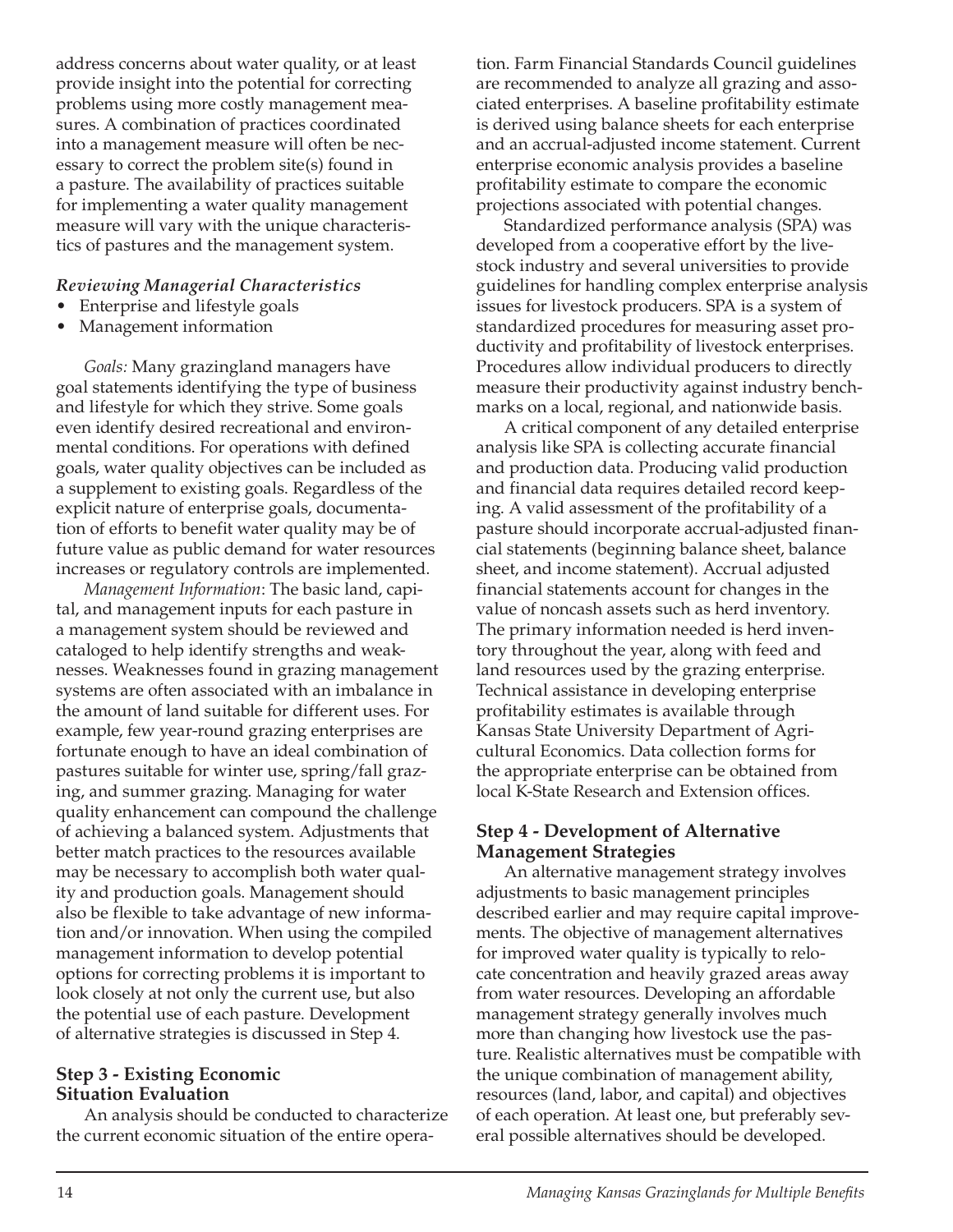address concerns about water quality, or at least provide insight into the potential for correcting problems using more costly management measures. A combination of practices coordinated into a management measure will often be necessary to correct the problem site(s) found in a pasture. The availability of practices suitable for implementing a water quality management measure will vary with the unique characteristics of pastures and the management system.

#### *Reviewing Managerial Characteristics*

- Enterprise and lifestyle goals
- Management information

*Goals:* Many grazingland managers have goal statements identifying the type of business and lifestyle for which they strive. Some goals even identify desired recreational and environmental conditions. For operations with defined goals, water quality objectives can be included as a supplement to existing goals. Regardless of the explicit nature of enterprise goals, documentation of efforts to benefit water quality may be of future value as public demand for water resources increases or regulatory controls are implemented.

*Management Information*: The basic land, capital, and management inputs for each pasture in a management system should be reviewed and cataloged to help identify strengths and weaknesses. Weaknesses found in grazing management systems are often associated with an imbalance in the amount of land suitable for different uses. For example, few year-round grazing enterprises are fortunate enough to have an ideal combination of pastures suitable for winter use, spring/fall grazing, and summer grazing. Managing for water quality enhancement can compound the challenge of achieving a balanced system. Adjustments that better match practices to the resources available may be necessary to accomplish both water quality and production goals. Management should also be flexible to take advantage of new information and/or innovation. When using the compiled management information to develop potential options for correcting problems it is important to look closely at not only the current use, but also the potential use of each pasture. Development of alternative strategies is discussed in Step 4.

### Step 3 - Existing Economic Situation Evaluation

An analysis should be conducted to characterize the current economic situation of the entire operation. Farm Financial Standards Council guidelines are recommended to analyze all grazing and associated enterprises. A baseline profitability estimate is derived using balance sheets for each enterprise and an accrual-adjusted income statement. Current enterprise economic analysis provides a baseline profitability estimate to compare the economic projections associated with potential changes.

Standardized performance analysis (SPA) was developed from a cooperative effort by the livestock industry and several universities to provide guidelines for handling complex enterprise analysis issues for livestock producers. SPA is a system of standardized procedures for measuring asset productivity and profitability of livestock enterprises. Procedures allow individual producers to directly measure their productivity against industry benchmarks on a local, regional, and nationwide basis.

A critical component of any detailed enterprise analysis like SPA is collecting accurate financial and production data. Producing valid production and financial data requires detailed record keeping. A valid assessment of the profitability of a pasture should incorporate accrual-adjusted financial statements (beginning balance sheet, balance sheet, and income statement). Accrual adjusted financial statements account for changes in the value of noncash assets such as herd inventory. The primary information needed is herd inventory throughout the year, along with feed and land resources used by the grazing enterprise. Technical assistance in developing enterprise profitability estimates is available through Kansas State University Department of Agricultural Economics. Data collection forms for the appropriate enterprise can be obtained from local K-State Research and Extension offices.

### Step 4 - Development of Alternative Management Strategies

An alternative management strategy involves adjustments to basic management principles described earlier and may require capital improvements. The objective of management alternatives for improved water quality is typically to relocate concentration and heavily grazed areas away from water resources. Developing an affordable management strategy generally involves much more than changing how livestock use the pasture. Realistic alternatives must be compatible with the unique combination of management ability, resources (land, labor, and capital) and objectives of each operation. At least one, but preferably several possible alternatives should be developed.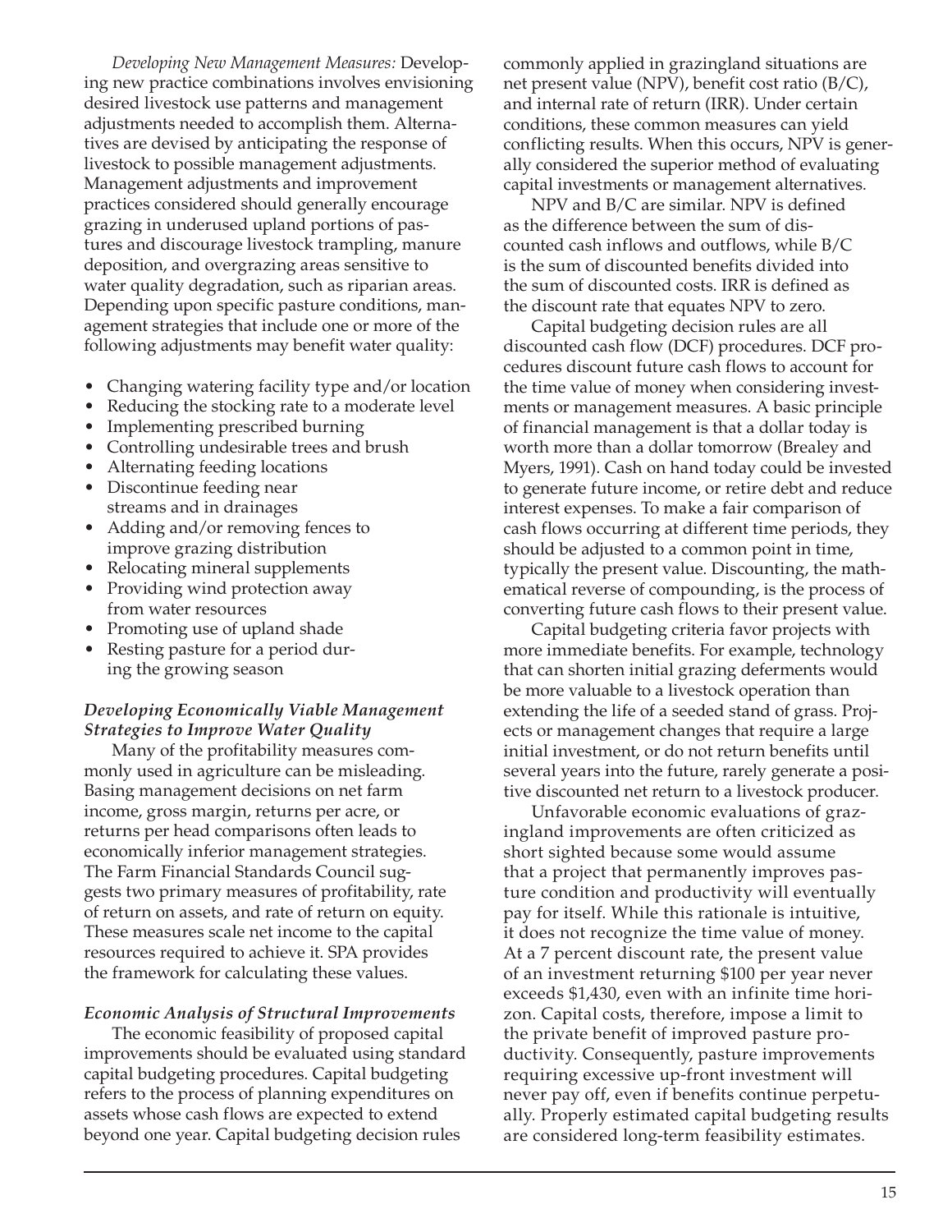*Developing New Management Measures:* Developing new practice combinations involves envisioning desired livestock use patterns and management adjustments needed to accomplish them. Alternatives are devised by anticipating the response of livestock to possible management adjustments. Management adjustments and improvement practices considered should generally encourage grazing in underused upland portions of pastures and discourage livestock trampling, manure deposition, and overgrazing areas sensitive to water quality degradation, such as riparian areas. Depending upon specific pasture conditions, management strategies that include one or more of the following adjustments may benefit water quality:

- Changing watering facility type and/or location
- Reducing the stocking rate to a moderate level
- Implementing prescribed burning
- Controlling undesirable trees and brush
- Alternating feeding locations
- Discontinue feeding near streams and in drainages
- Adding and/or removing fences to improve grazing distribution
- Relocating mineral supplements
- Providing wind protection away from water resources
- Promoting use of upland shade
- Resting pasture for a period during the growing season

***Developing Economically Viable Management Strategies to Improve Water Quality***

Many of the profitability measures commonly used in agriculture can be misleading. Basing management decisions on net farm income, gross margin, returns per acre, or returns per head comparisons often leads to economically inferior management strategies. The Farm Financial Standards Council suggests two primary measures of profitability, rate of return on assets, and rate of return on equity. These measures scale net income to the capital resources required to achieve it. SPA provides the framework for calculating these values.

***Economic Analysis of Structural Improvements***

The economic feasibility of proposed capital improvements should be evaluated using standard capital budgeting procedures. Capital budgeting refers to the process of planning expenditures on assets whose cash flows are expected to extend beyond one year. Capital budgeting decision rules commonly applied in grazingland situations are net present value (NPV), benefit cost ratio (B/C), and internal rate of return (IRR). Under certain conditions, these common measures can yield conflicting results. When this occurs, NPV is generally considered the superior method of evaluating capital investments or management alternatives.

NPV and B/C are similar. NPV is defined as the difference between the sum of discounted cash inflows and outflows, while B/C is the sum of discounted benefits divided into the sum of discounted costs. IRR is defined as the discount rate that equates NPV to zero.

Capital budgeting decision rules are all discounted cash flow (DCF) procedures. DCF procedures discount future cash flows to account for the time value of money when considering investments or management measures. A basic principle of financial management is that a dollar today is worth more than a dollar tomorrow (Brealey and Myers, 1991). Cash on hand today could be invested to generate future income, or retire debt and reduce interest expenses. To make a fair comparison of cash flows occurring at different time periods, they should be adjusted to a common point in time, typically the present value. Discounting, the mathematical reverse of compounding, is the process of converting future cash flows to their present value.

Capital budgeting criteria favor projects with more immediate benefits. For example, technology that can shorten initial grazing deferments would be more valuable to a livestock operation than extending the life of a seeded stand of grass. Projects or management changes that require a large initial investment, or do not return benefits until several years into the future, rarely generate a positive discounted net return to a livestock producer.

Unfavorable economic evaluations of grazingland improvements are often criticized as short sighted because some would assume that a project that permanently improves pasture condition and productivity will eventually pay for itself. While this rationale is intuitive, it does not recognize the time value of money. At a 7 percent discount rate, the present value of an investment returning $100 per year never exceeds $1,430, even with an infinite time horizon. Capital costs, therefore, impose a limit to the private benefit of improved pasture productivity. Consequently, pasture improvements requiring excessive up-front investment will never pay off, even if benefits continue perpetually. Properly estimated capital budgeting results are considered long-term feasibility estimates.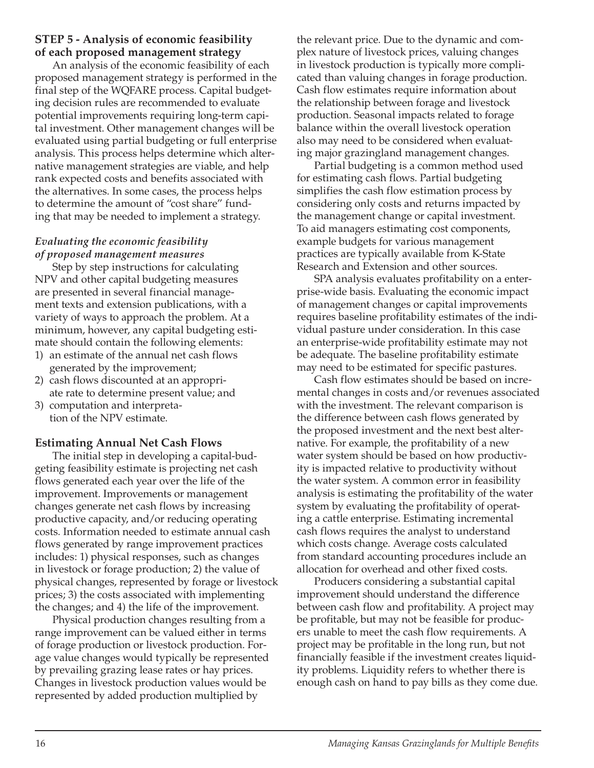### STEP 5 - Analysis of economic feasibility of each proposed management strategy

An analysis of the economic feasibility of each proposed management strategy is performed in the final step of the WQFARE process. Capital budgeting decision rules are recommended to evaluate potential improvements requiring long-term capital investment. Other management changes will be evaluated using partial budgeting or full enterprise analysis. This process helps determine which alternative management strategies are viable, and help rank expected costs and benefits associated with the alternatives. In some cases, the process helps to determine the amount of "cost share" funding that may be needed to implement a strategy.

#### *Evaluating the economic feasibility of proposed management measures*

Step by step instructions for calculating NPV and other capital budgeting measures are presented in several financial management texts and extension publications, with a variety of ways to approach the problem. At a minimum, however, any capital budgeting estimate should contain the following elements:

1) an estimate of the annual net cash flows generated by the improvement;
2) cash flows discounted at an appropriate rate to determine present value; and
3) computation and interpretation of the NPV estimate.

### Estimating Annual Net Cash Flows

The initial step in developing a capital-budgeting feasibility estimate is projecting net cash flows generated each year over the life of the improvement. Improvements or management changes generate net cash flows by increasing productive capacity, and/or reducing operating costs. Information needed to estimate annual cash flows generated by range improvement practices includes: 1) physical responses, such as changes in livestock or forage production; 2) the value of physical changes, represented by forage or livestock prices; 3) the costs associated with implementing the changes; and 4) the life of the improvement.

Physical production changes resulting from a range improvement can be valued either in terms of forage production or livestock production. Forage value changes would typically be represented by prevailing grazing lease rates or hay prices. Changes in livestock production values would be represented by added production multiplied by the relevant price. Due to the dynamic and complex nature of livestock prices, valuing changes in livestock production is typically more complicated than valuing changes in forage production. Cash flow estimates require information about the relationship between forage and livestock production. Seasonal impacts related to forage balance within the overall livestock operation also may need to be considered when evaluating major grazingland management changes.

Partial budgeting is a common method used for estimating cash flows. Partial budgeting simplifies the cash flow estimation process by considering only costs and returns impacted by the management change or capital investment. To aid managers estimating cost components, example budgets for various management practices are typically available from K-State Research and Extension and other sources.

SPA analysis evaluates profitability on a enterprise-wide basis. Evaluating the economic impact of management changes or capital improvements requires baseline profitability estimates of the individual pasture under consideration. In this case an enterprise-wide profitability estimate may not be adequate. The baseline profitability estimate may need to be estimated for specific pastures.

Cash flow estimates should be based on incremental changes in costs and/or revenues associated with the investment. The relevant comparison is the difference between cash flows generated by the proposed investment and the next best alternative. For example, the profitability of a new water system should be based on how productivity is impacted relative to productivity without the water system. A common error in feasibility analysis is estimating the profitability of the water system by evaluating the profitability of operating a cattle enterprise. Estimating incremental cash flows requires the analyst to understand which costs change. Average costs calculated from standard accounting procedures include an allocation for overhead and other fixed costs.

Producers considering a substantial capital improvement should understand the difference between cash flow and profitability. A project may be profitable, but may not be feasible for producers unable to meet the cash flow requirements. A project may be profitable in the long run, but not financially feasible if the investment creates liquidity problems. Liquidity refers to whether there is enough cash on hand to pay bills as they come due.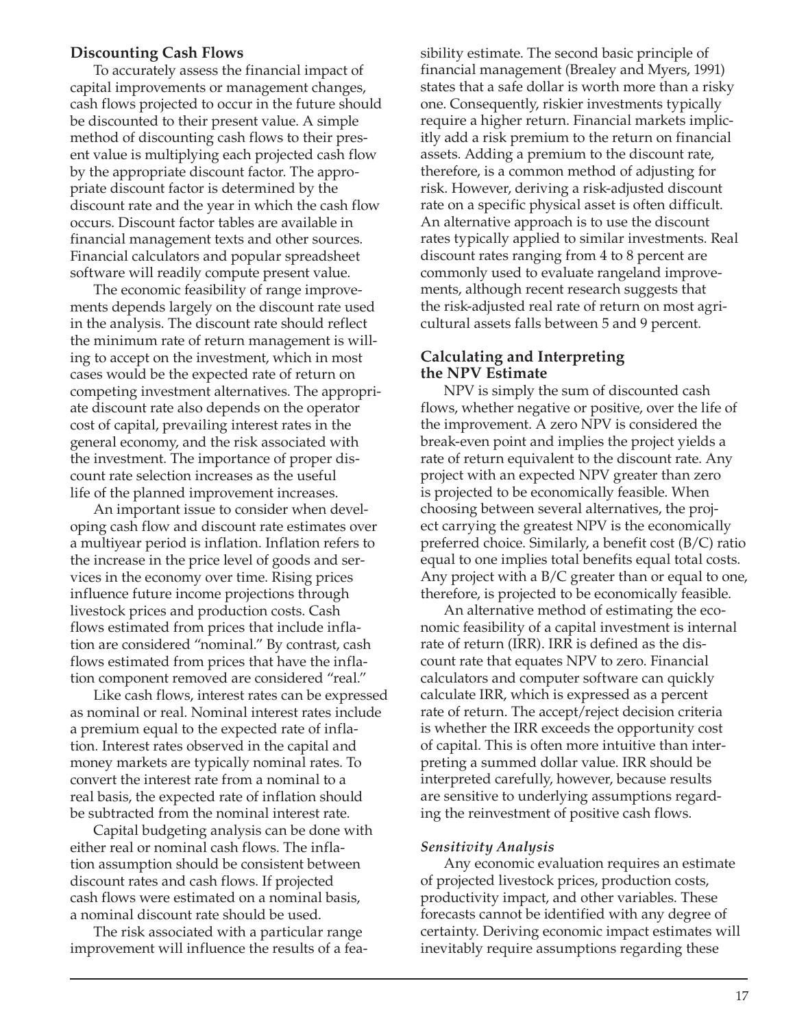## Discounting Cash Flows

To accurately assess the financial impact of capital improvements or management changes, cash flows projected to occur in the future should be discounted to their present value. A simple method of discounting cash flows to their present value is multiplying each projected cash flow by the appropriate discount factor. The appropriate discount factor is determined by the discount rate and the year in which the cash flow occurs. Discount factor tables are available in financial management texts and other sources. Financial calculators and popular spreadsheet software will readily compute present value.

The economic feasibility of range improvements depends largely on the discount rate used in the analysis. The discount rate should reflect the minimum rate of return management is willing to accept on the investment, which in most cases would be the expected rate of return on competing investment alternatives. The appropriate discount rate also depends on the operator cost of capital, prevailing interest rates in the general economy, and the risk associated with the investment. The importance of proper discount rate selection increases as the useful life of the planned improvement increases.

An important issue to consider when developing cash flow and discount rate estimates over a multiyear period is inflation. Inflation refers to the increase in the price level of goods and services in the economy over time. Rising prices influence future income projections through livestock prices and production costs. Cash flows estimated from prices that include inflation are considered "nominal." By contrast, cash flows estimated from prices that have the inflation component removed are considered "real."

Like cash flows, interest rates can be expressed as nominal or real. Nominal interest rates include a premium equal to the expected rate of inflation. Interest rates observed in the capital and money markets are typically nominal rates. To convert the interest rate from a nominal to a real basis, the expected rate of inflation should be subtracted from the nominal interest rate.

Capital budgeting analysis can be done with either real or nominal cash flows. The inflation assumption should be consistent between discount rates and cash flows. If projected cash flows were estimated on a nominal basis, a nominal discount rate should be used.

The risk associated with a particular range improvement will influence the results of a feasibility estimate. The second basic principle of financial management (Brealey and Myers, 1991) states that a safe dollar is worth more than a risky one. Consequently, riskier investments typically require a higher return. Financial markets implicitly add a risk premium to the return on financial assets. Adding a premium to the discount rate, therefore, is a common method of adjusting for risk. However, deriving a risk-adjusted discount rate on a specific physical asset is often difficult. An alternative approach is to use the discount rates typically applied to similar investments. Real discount rates ranging from 4 to 8 percent are commonly used to evaluate rangeland improvements, although recent research suggests that the risk-adjusted real rate of return on most agricultural assets falls between 5 and 9 percent.

## Calculating and Interpreting the NPV Estimate

NPV is simply the sum of discounted cash flows, whether negative or positive, over the life of the improvement. A zero NPV is considered the break-even point and implies the project yields a rate of return equivalent to the discount rate. Any project with an expected NPV greater than zero is projected to be economically feasible. When choosing between several alternatives, the project carrying the greatest NPV is the economically preferred choice. Similarly, a benefit cost (B/C) ratio equal to one implies total benefits equal total costs. Any project with a B/C greater than or equal to one, therefore, is projected to be economically feasible.

An alternative method of estimating the economic feasibility of a capital investment is internal rate of return (IRR). IRR is defined as the discount rate that equates NPV to zero. Financial calculators and computer software can quickly calculate IRR, which is expressed as a percent rate of return. The accept/reject decision criteria is whether the IRR exceeds the opportunity cost of capital. This is often more intuitive than interpreting a summed dollar value. IRR should be interpreted carefully, however, because results are sensitive to underlying assumptions regarding the reinvestment of positive cash flows.

### *Sensitivity Analysis*

Any economic evaluation requires an estimate of projected livestock prices, production costs, productivity impact, and other variables. These forecasts cannot be identified with any degree of certainty. Deriving economic impact estimates will inevitably require assumptions regarding these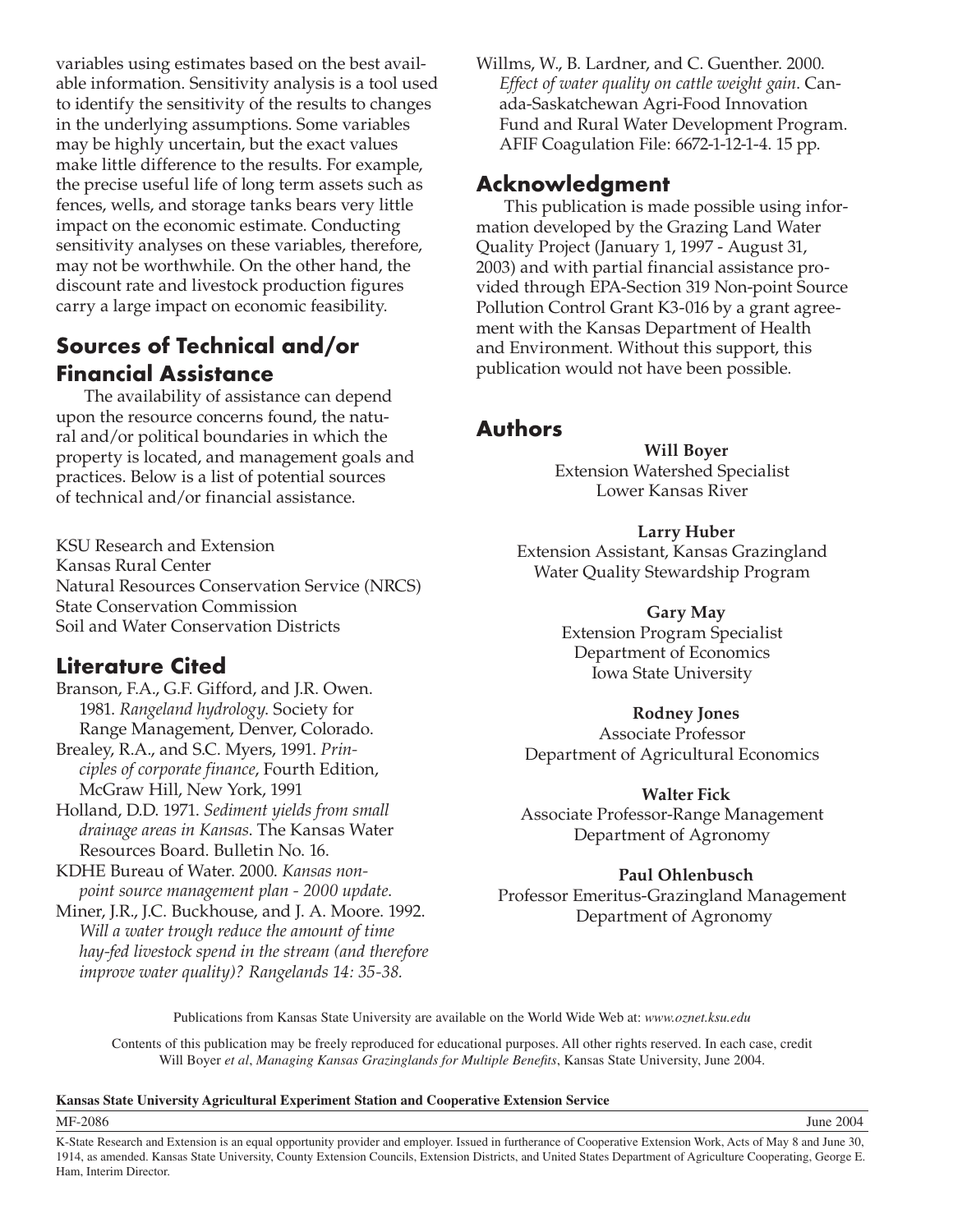variables using estimates based on the best available information. Sensitivity analysis is a tool used to identify the sensitivity of the results to changes in the underlying assumptions. Some variables may be highly uncertain, but the exact values make little difference to the results. For example, the precise useful life of long term assets such as fences, wells, and storage tanks bears very little impact on the economic estimate. Conducting sensitivity analyses on these variables, therefore, may not be worthwhile. On the other hand, the discount rate and livestock production figures carry a large impact on economic feasibility.

## Sources of Technical and/or Financial Assistance

The availability of assistance can depend upon the resource concerns found, the natural and/or political boundaries in which the property is located, and management goals and practices. Below is a list of potential sources of technical and/or financial assistance.

KSU Research and Extension
Kansas Rural Center
Natural Resources Conservation Service (NRCS)
State Conservation Commission
Soil and Water Conservation Districts

## Literature Cited

Branson, F.A., G.F. Gifford, and J.R. Owen. 1981. *Rangeland hydrology*. Society for Range Management, Denver, Colorado.

Brealey, R.A., and S.C. Myers, 1991. *Principles of corporate finance*, Fourth Edition, McGraw Hill, New York, 1991

Holland, D.D. 1971. *Sediment yields from small drainage areas in Kansas*. The Kansas Water Resources Board. Bulletin No. 16.

KDHE Bureau of Water. 2000. *Kansas nonpoint source management plan - 2000 update*.

Miner, J.R., J.C. Buckhouse, and J. A. Moore. 1992. *Will a water trough reduce the amount of time hay-fed livestock spend in the stream (and therefore improve water quality)? Rangelands 14: 35-38.*

Willms, W., B. Lardner, and C. Guenther. 2000. *Effect of water quality on cattle weight gain*. Canada-Saskatchewan Agri-Food Innovation Fund and Rural Water Development Program. AFIF Coagulation File: 6672-1-12-1-4. 15 pp.

## Acknowledgment

This publication is made possible using information developed by the Grazing Land Water Quality Project (January 1, 1997 - August 31, 2003) and with partial financial assistance provided through EPA-Section 319 Non-point Source Pollution Control Grant K3-016 by a grant agreement with the Kansas Department of Health and Environment. Without this support, this publication would not have been possible.

## Authors

**Will Boyer**
Extension Watershed Specialist
Lower Kansas River

**Larry Huber**
Extension Assistant, Kansas Grazingland Water Quality Stewardship Program

**Gary May**
Extension Program Specialist
Department of Economics
Iowa State University

**Rodney Jones**
Associate Professor
Department of Agricultural Economics

**Walter Fick**
Associate Professor-Range Management
Department of Agronomy

**Paul Ohlenbusch**
Professor Emeritus-Grazingland Management
Department of Agronomy

Publications from Kansas State University are available on the World Wide Web at: *www.oznet.ksu.edu*

Contents of this publication may be freely reproduced for educational purposes. All other rights reserved. In each case, credit Will Boyer *et al*, *Managing Kansas Grazinglands for Multiple Benefits*, Kansas State University, June 2004.

**Kansas State University Agricultural Experiment Station and Cooperative Extension Service**

MF-2086 June 2004

K-State Research and Extension is an equal opportunity provider and employer. Issued in furtherance of Cooperative Extension Work, Acts of May 8 and June 30, 1914, as amended. Kansas State University, County Extension Councils, Extension Districts, and United States Department of Agriculture Cooperating, George E. Ham, Interim Director.